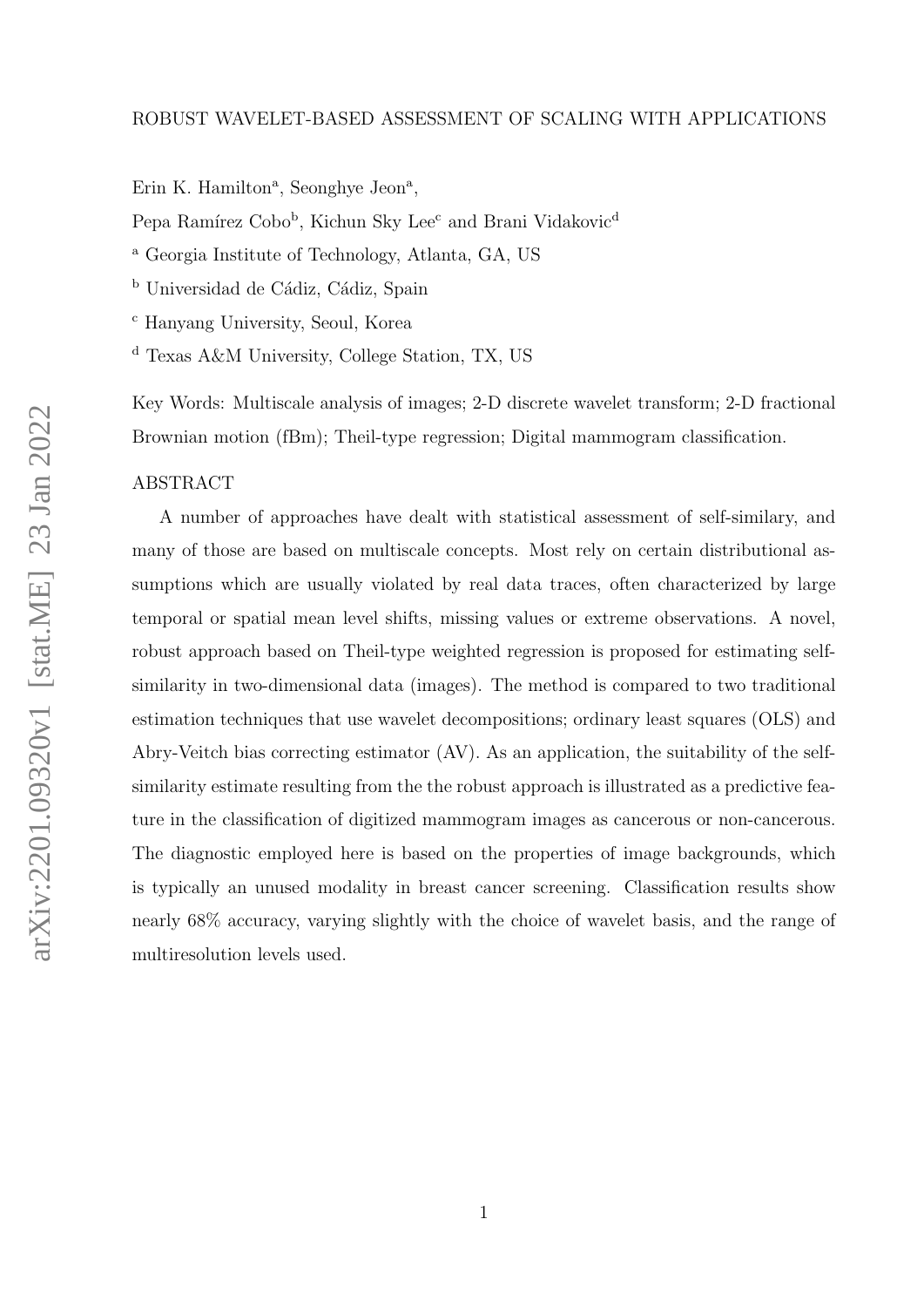# ROBUST WAVELET-BASED ASSESSMENT OF SCALING WITH APPLICATIONS

Erin K. Hamilton[a], Seonghye Jeon[a],

Pepa Ramírez Cobo[b], Kichun Sky Lee[c] and Brani Vidakovic[d]

[a] Georgia Institute of Technology, Atlanta, GA, US

[b] Universidad de Cádiz, Cádiz, Spain

[c] Hanyang University, Seoul, Korea

[d] Texas A&M University, College Station, TX, US

Key Words: Multiscale analysis of images; 2-D discrete wavelet transform; 2-D fractional Brownian motion (fBm); Theil-type regression; Digital mammogram classification.

## ABSTRACT

A number of approaches have dealt with statistical assessment of self-similary, and many of those are based on multiscale concepts. Most rely on certain distributional assumptions which are usually violated by real data traces, often characterized by large temporal or spatial mean level shifts, missing values or extreme observations. A novel, robust approach based on Theil-type weighted regression is proposed for estimating self-similarity in two-dimensional data (images). The method is compared to two traditional estimation techniques that use wavelet decompositions; ordinary least squares (OLS) and Abry-Veitch bias correcting estimator (AV). As an application, the suitability of the self-similarity estimate resulting from the the robust approach is illustrated as a predictive feature in the classification of digitized mammogram images as cancerous or non-cancerous. The diagnostic employed here is based on the properties of image backgrounds, which is typically an unused modality in breast cancer screening. Classification results show nearly 68% accuracy, varying slightly with the choice of wavelet basis, and the range of multiresolution levels used.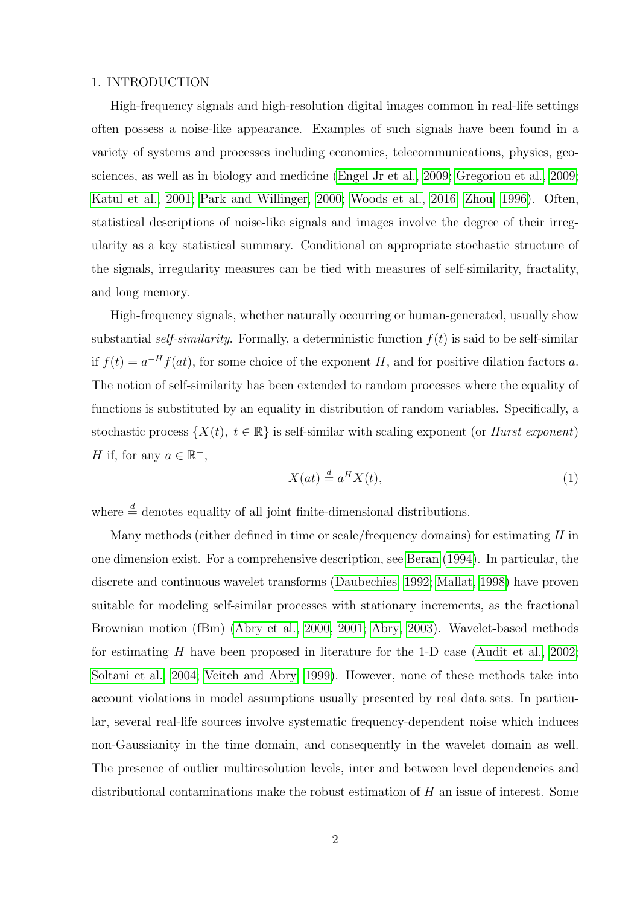## 1. INTRODUCTION

High-frequency signals and high-resolution digital images common in real-life settings often possess a noise-like appearance. Examples of such signals have been found in a variety of systems and processes including economics, telecommunications, physics, geosciences, as well as in biology and medicine (Engel Jr et al., 2009; Gregoriou et al., 2009; Katul et al., 2001; Park and Willinger, 2000; Woods et al., 2016; Zhou, 1996). Often, statistical descriptions of noise-like signals and images involve the degree of their irregularity as a key statistical summary. Conditional on appropriate stochastic structure of the signals, irregularity measures can be tied with measures of self-similarity, fractality, and long memory.

High-frequency signals, whether naturally occurring or human-generated, usually show substantial *self-similarity*. Formally, a deterministic function $f(t)$ is said to be self-similar if $f(t) = a^{-H} f(at)$, for some choice of the exponent $H$, and for positive dilation factors $a$. The notion of self-similarity has been extended to random processes where the equality of functions is substituted by an equality in distribution of random variables. Specifically, a stochastic process $\{X(t),\ t \in \mathbb{R}\}$ is self-similar with scaling exponent (or *Hurst exponent*) $H$ if, for any $a \in \mathbb{R}^+$,

$$X(at) \stackrel{d}{=} a^H X(t), \tag{1}$$

where $\stackrel{d}{=}$ denotes equality of all joint finite-dimensional distributions.

Many methods (either defined in time or scale/frequency domains) for estimating $H$ in one dimension exist. For a comprehensive description, see Beran (1994). In particular, the discrete and continuous wavelet transforms (Daubechies, 1992; Mallat, 1998) have proven suitable for modeling self-similar processes with stationary increments, as the fractional Brownian motion (fBm) (Abry et al., 2000, 2001; Abry, 2003). Wavelet-based methods for estimating $H$ have been proposed in literature for the 1-D case (Audit et al., 2002; Soltani et al., 2004; Veitch and Abry, 1999). However, none of these methods take into account violations in model assumptions usually presented by real data sets. In particular, several real-life sources involve systematic frequency-dependent noise which induces non-Gaussianity in the time domain, and consequently in the wavelet domain as well. The presence of outlier multiresolution levels, inter and between level dependencies and distributional contaminations make the robust estimation of $H$ an issue of interest. Some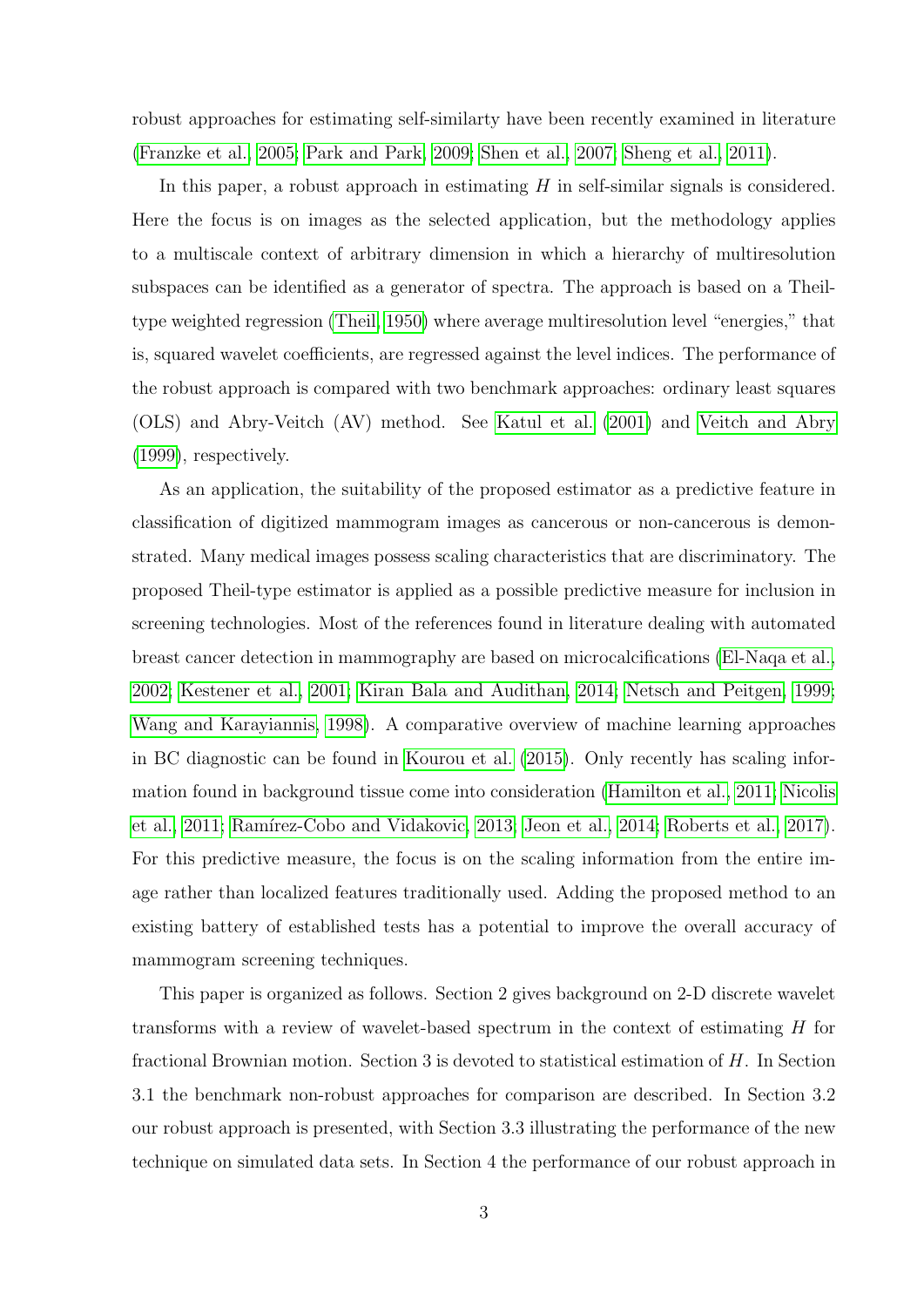robust approaches for estimating self-similarty have been recently examined in literature (Franzke et al., 2005; Park and Park, 2009; Shen et al., 2007; Sheng et al., 2011).

In this paper, a robust approach in estimating $H$ in self-similar signals is considered. Here the focus is on images as the selected application, but the methodology applies to a multiscale context of arbitrary dimension in which a hierarchy of multiresolution subspaces can be identified as a generator of spectra. The approach is based on a Theil-type weighted regression (Theil, 1950) where average multiresolution level "energies," that is, squared wavelet coefficients, are regressed against the level indices. The performance of the robust approach is compared with two benchmark approaches: ordinary least squares (OLS) and Abry-Veitch (AV) method. See Katul et al. (2001) and Veitch and Abry (1999), respectively.

As an application, the suitability of the proposed estimator as a predictive feature in classification of digitized mammogram images as cancerous or non-cancerous is demonstrated. Many medical images possess scaling characteristics that are discriminatory. The proposed Theil-type estimator is applied as a possible predictive measure for inclusion in screening technologies. Most of the references found in literature dealing with automated breast cancer detection in mammography are based on microcalcifications (El-Naqa et al., 2002; Kestener et al., 2001; Kiran Bala and Audithan, 2014; Netsch and Peitgen, 1999; Wang and Karayiannis, 1998). A comparative overview of machine learning approaches in BC diagnostic can be found in Kourou et al. (2015). Only recently has scaling information found in background tissue come into consideration (Hamilton et al., 2011; Nicolis et al., 2011; Ramírez-Cobo and Vidakovic, 2013; Jeon et al., 2014; Roberts et al., 2017). For this predictive measure, the focus is on the scaling information from the entire image rather than localized features traditionally used. Adding the proposed method to an existing battery of established tests has a potential to improve the overall accuracy of mammogram screening techniques.

This paper is organized as follows. Section 2 gives background on 2-D discrete wavelet transforms with a review of wavelet-based spectrum in the context of estimating $H$ for fractional Brownian motion. Section 3 is devoted to statistical estimation of $H$. In Section 3.1 the benchmark non-robust approaches for comparison are described. In Section 3.2 our robust approach is presented, with Section 3.3 illustrating the performance of the new technique on simulated data sets. In Section 4 the performance of our robust approach in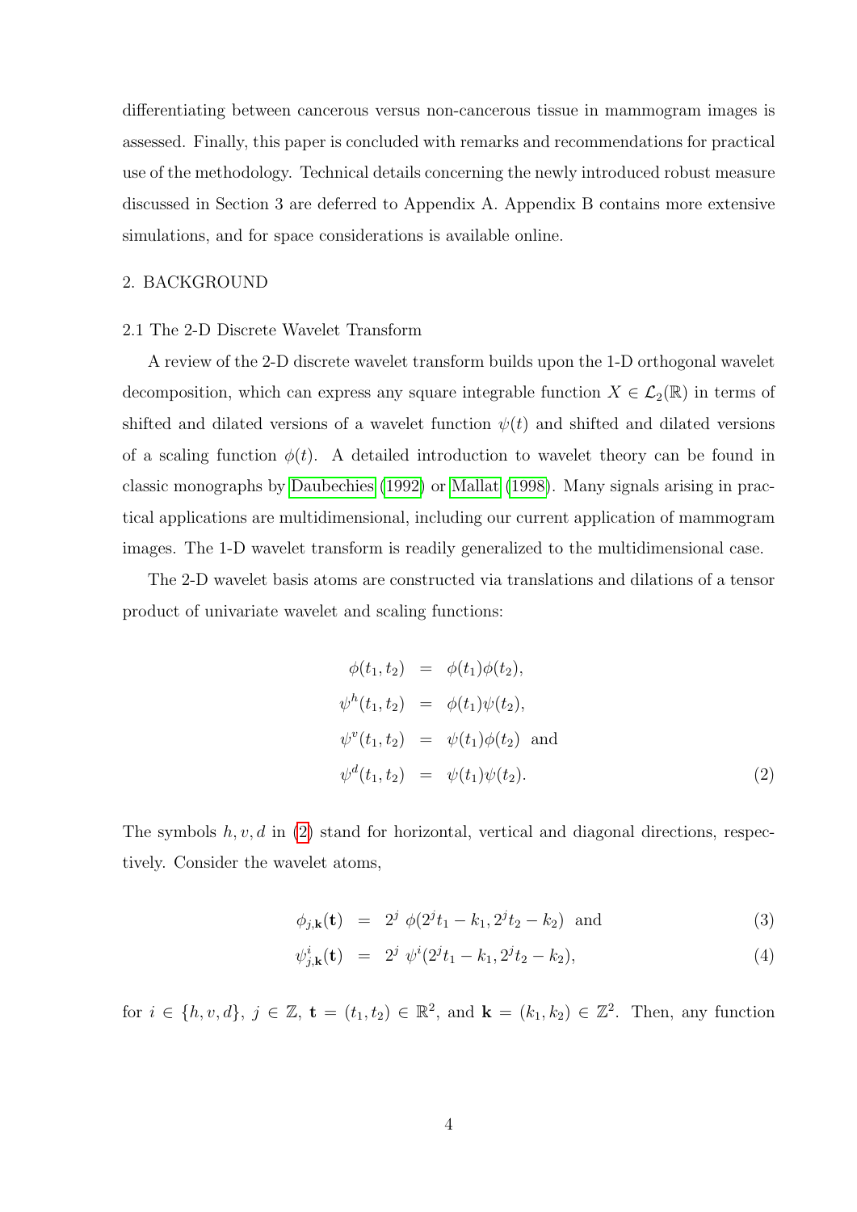differentiating between cancerous versus non-cancerous tissue in mammogram images is assessed. Finally, this paper is concluded with remarks and recommendations for practical use of the methodology. Technical details concerning the newly introduced robust measure discussed in Section 3 are deferred to Appendix A. Appendix B contains more extensive simulations, and for space considerations is available online.

## 2. BACKGROUND

### 2.1 The 2-D Discrete Wavelet Transform

A review of the 2-D discrete wavelet transform builds upon the 1-D orthogonal wavelet decomposition, which can express any square integrable function $X \in \mathcal{L}_2(\mathbb{R})$ in terms of shifted and dilated versions of a wavelet function $\psi(t)$ and shifted and dilated versions of a scaling function $\phi(t)$. A detailed introduction to wavelet theory can be found in classic monographs by Daubechies (1992) or Mallat (1998). Many signals arising in practical applications are multidimensional, including our current application of mammogram images. The 1-D wavelet transform is readily generalized to the multidimensional case.

The 2-D wavelet basis atoms are constructed via translations and dilations of a tensor product of univariate wavelet and scaling functions:

$$
\begin{aligned}
\phi(t_1, t_2) &= \phi(t_1)\phi(t_2), \\
\psi^h(t_1, t_2) &= \phi(t_1)\psi(t_2), \\
\psi^v(t_1, t_2) &= \psi(t_1)\phi(t_2) \text{ and} \\
\psi^d(t_1, t_2) &= \psi(t_1)\psi(t_2).
\end{aligned} \tag{2}
$$

The symbols $h, v, d$ in (2) stand for horizontal, vertical and diagonal directions, respectively. Consider the wavelet atoms,

$$
\phi_{j,\mathbf{k}}(\mathbf{t}) = 2^j \ \phi(2^j t_1 - k_1, 2^j t_2 - k_2) \text{ and} \tag{3}
$$

$$
\psi^i_{j,\mathbf{k}}(\mathbf{t}) = 2^j \ \psi^i(2^j t_1 - k_1, 2^j t_2 - k_2), \tag{4}
$$

for $i \in \{h, v, d\}$, $j \in \mathbb{Z}$, $\mathbf{t} = (t_1, t_2) \in \mathbb{R}^2$, and $\mathbf{k} = (k_1, k_2) \in \mathbb{Z}^2$. Then, any function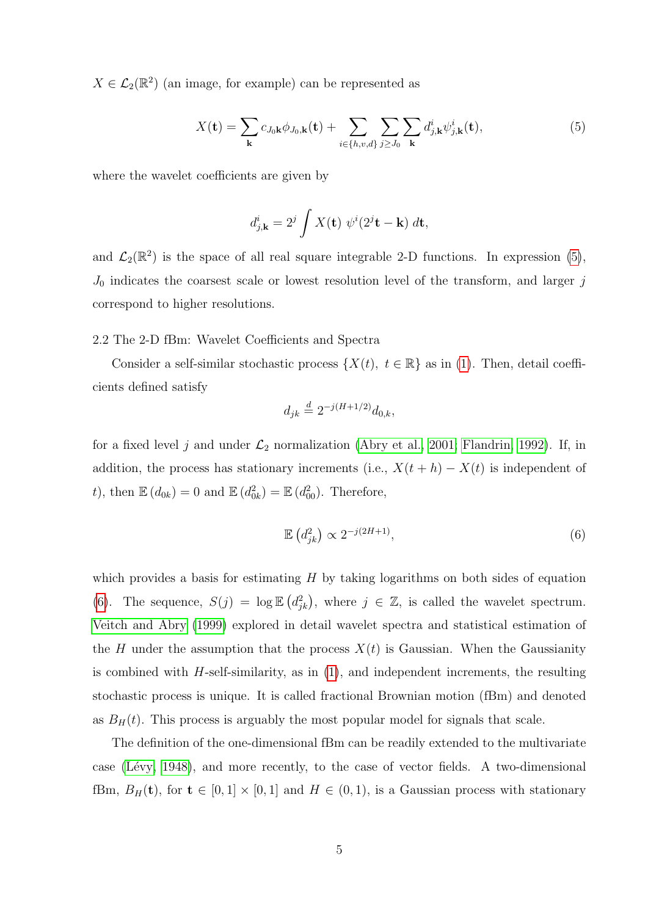$X \in \mathcal{L}_2(\mathbb{R}^2)$ (an image, for example) can be represented as

$$X(\mathbf{t}) = \sum_{\mathbf{k}} c_{J_0\mathbf{k}} \phi_{J_0,\mathbf{k}}(\mathbf{t}) + \sum_{i \in \{h,v,d\}} \sum_{j \geq J_0} \sum_{\mathbf{k}} d^i_{j,\mathbf{k}} \psi^i_{j,\mathbf{k}}(\mathbf{t}), \tag{5}$$

where the wavelet coefficients are given by

$$d^i_{j,\mathbf{k}} = 2^j \int X(\mathbf{t}) \ \psi^i(2^j \mathbf{t} - \mathbf{k}) \ d\mathbf{t},$$

and $\mathcal{L}_2(\mathbb{R}^2)$ is the space of all real square integrable 2-D functions. In expression (5), $J_0$ indicates the coarsest scale or lowest resolution level of the transform, and larger $j$ correspond to higher resolutions.

## 2.2 The 2-D fBm: Wavelet Coefficients and Spectra

Consider a self-similar stochastic process $\{X(t), \ t \in \mathbb{R}\}$ as in (1). Then, detail coefficients defined satisfy

$$d_{jk} \stackrel{d}{=} 2^{-j(H+1/2)} d_{0,k},$$

for a fixed level $j$ and under $\mathcal{L}_2$ normalization (Abry et al., 2001; Flandrin, 1992). If, in addition, the process has stationary increments (i.e., $X(t+h) - X(t)$ is independent of $t$), then $\mathbb{E}\left(d_{0k}\right) = 0$ and $\mathbb{E}\left(d^2_{0k}\right) = \mathbb{E}\left(d^2_{00}\right)$. Therefore,

$$\mathbb{E}\left(d^2_{jk}\right) \propto 2^{-j(2H+1)}, \tag{6}$$

which provides a basis for estimating $H$ by taking logarithms on both sides of equation (6). The sequence, $S(j) = \log \mathbb{E}\left(d^2_{jk}\right)$, where $j \in \mathbb{Z}$, is called the wavelet spectrum. Veitch and Abry (1999) explored in detail wavelet spectra and statistical estimation of the $H$ under the assumption that the process $X(t)$ is Gaussian. When the Gaussianity is combined with $H$-self-similarity, as in (1), and independent increments, the resulting stochastic process is unique. It is called fractional Brownian motion (fBm) and denoted as $B_H(t)$. This process is arguably the most popular model for signals that scale.

The definition of the one-dimensional fBm can be readily extended to the multivariate case (Lévy, 1948), and more recently, to the case of vector fields. A two-dimensional fBm, $B_H(\mathbf{t})$, for $\mathbf{t} \in [0,1] \times [0,1]$ and $H \in (0,1)$, is a Gaussian process with stationary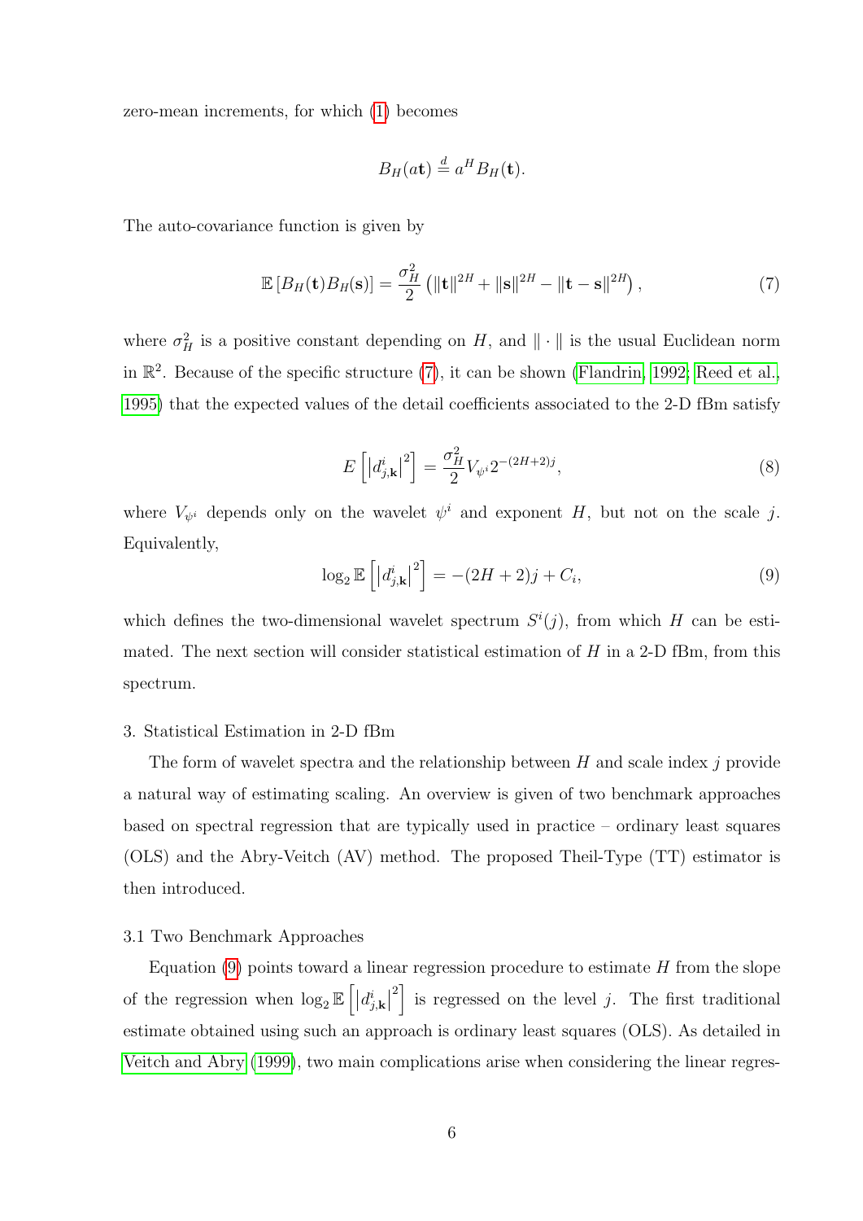zero-mean increments, for which (1) becomes

$$B_H(a\mathbf{t}) \stackrel{d}{=} a^H B_H(\mathbf{t}).$$

The auto-covariance function is given by

$$\mathbb{E}\left[B_H(\mathbf{t})B_H(\mathbf{s})\right] = \frac{\sigma_H^2}{2}\left(\|\mathbf{t}\|^{2H} + \|\mathbf{s}\|^{2H} - \|\mathbf{t}-\mathbf{s}\|^{2H}\right), \tag{7}$$

where $\sigma_H^2$ is a positive constant depending on $H$, and $\|\cdot\|$ is the usual Euclidean norm in $\mathbb{R}^2$. Because of the specific structure (7), it can be shown (Flandrin, 1992; Reed et al., 1995) that the expected values of the detail coefficients associated to the 2-D fBm satisfy

$$E\left[\left|d_{j,\mathbf{k}}^i\right|^2\right] = \frac{\sigma_H^2}{2} V_{\psi^i} 2^{-(2H+2)j}, \tag{8}$$

where $V_{\psi^i}$ depends only on the wavelet $\psi^i$ and exponent $H$, but not on the scale $j$. Equivalently,

$$\log_2 \mathbb{E}\left[\left|d_{j,\mathbf{k}}^i\right|^2\right] = -(2H+2)j + C_i, \tag{9}$$

which defines the two-dimensional wavelet spectrum $S^i(j)$, from which $H$ can be estimated. The next section will consider statistical estimation of $H$ in a 2-D fBm, from this spectrum.

## 3. Statistical Estimation in 2-D fBm

The form of wavelet spectra and the relationship between $H$ and scale index $j$ provide a natural way of estimating scaling. An overview is given of two benchmark approaches based on spectral regression that are typically used in practice – ordinary least squares (OLS) and the Abry-Veitch (AV) method. The proposed Theil-Type (TT) estimator is then introduced.

### 3.1 Two Benchmark Approaches

Equation (9) points toward a linear regression procedure to estimate $H$ from the slope of the regression when $\log_2 \mathbb{E}\left[\left|d_{j,\mathbf{k}}^i\right|^2\right]$ is regressed on the level $j$. The first traditional estimate obtained using such an approach is ordinary least squares (OLS). As detailed in Veitch and Abry (1999), two main complications arise when considering the linear regres-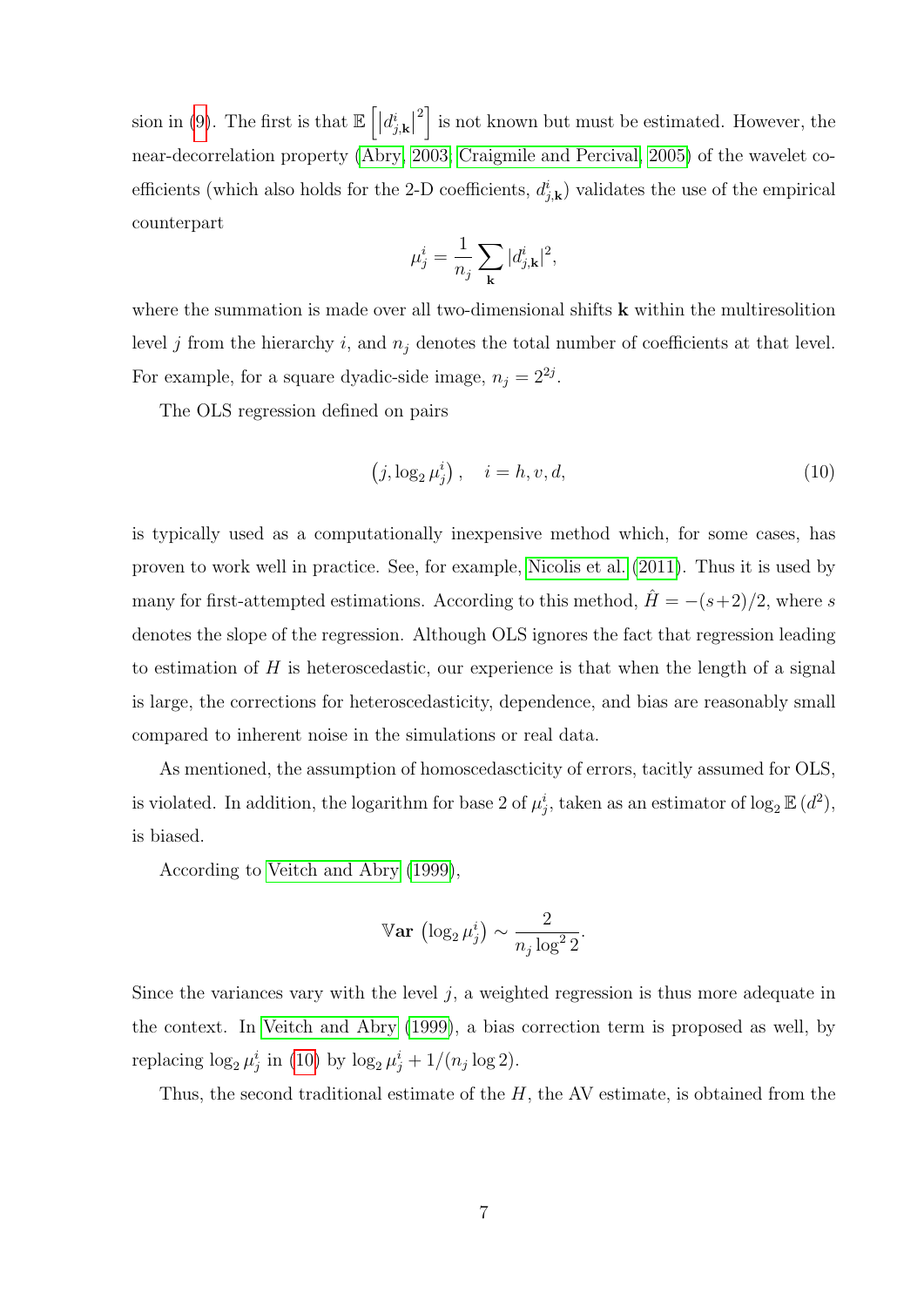sion in (9). The first is that $\mathbb{E}\left[\left|d^i_{j,\mathbf{k}}\right|^2\right]$ is not known but must be estimated. However, the near-decorrelation property (Abry, 2003; Craigmile and Percival, 2005) of the wavelet coefficients (which also holds for the 2-D coefficients, $d^i_{j,\mathbf{k}}$) validates the use of the empirical counterpart

$$\mu^i_j = \frac{1}{n_j} \sum_{\mathbf{k}} |d^i_{j,\mathbf{k}}|^2,$$

where the summation is made over all two-dimensional shifts $\mathbf{k}$ within the multiresolition level $j$ from the hierarchy $i$, and $n_j$ denotes the total number of coefficients at that level. For example, for a square dyadic-side image, $n_j = 2^{2j}$.

The OLS regression defined on pairs

$$\left(j, \log_2 \mu^i_j\right), \quad i = h, v, d, \tag{10}$$

is typically used as a computationally inexpensive method which, for some cases, has proven to work well in practice. See, for example, Nicolis et al. (2011). Thus it is used by many for first-attempted estimations. According to this method, $\hat{H} = -(s+2)/2$, where $s$ denotes the slope of the regression. Although OLS ignores the fact that regression leading to estimation of $H$ is heteroscedastic, our experience is that when the length of a signal is large, the corrections for heteroscedasticity, dependence, and bias are reasonably small compared to inherent noise in the simulations or real data.

As mentioned, the assumption of homoscedascticity of errors, tacitly assumed for OLS, is violated. In addition, the logarithm for base 2 of $\mu^i_j$, taken as an estimator of $\log_2 \mathbb{E}\left(d^2\right)$, is biased.

According to Veitch and Abry (1999),

$$\mathbb{V}\mathbf{ar}\ \left(\log_2 \mu^i_j\right) \sim \frac{2}{n_j \log^2 2}.$$

Since the variances vary with the level $j$, a weighted regression is thus more adequate in the context. In Veitch and Abry (1999), a bias correction term is proposed as well, by replacing $\log_2 \mu^i_j$ in (10) by $\log_2 \mu^i_j + 1/(n_j \log 2)$.

Thus, the second traditional estimate of the $H$, the AV estimate, is obtained from the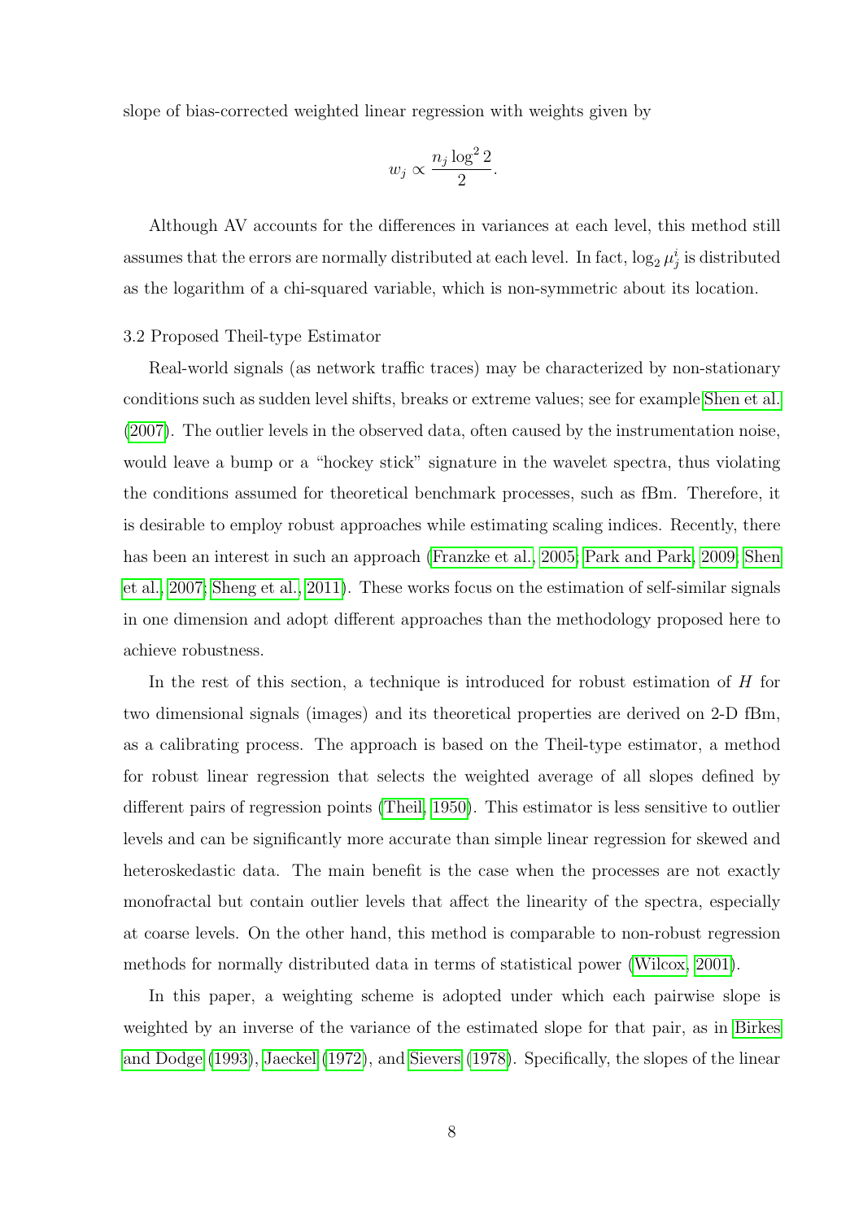slope of bias-corrected weighted linear regression with weights given by

$$w_j \propto \frac{n_j \log^2 2}{2}.$$

Although AV accounts for the differences in variances at each level, this method still assumes that the errors are normally distributed at each level. In fact, $\log_2 \mu_j^i$ is distributed as the logarithm of a chi-squared variable, which is non-symmetric about its location.

3.2 Proposed Theil-type Estimator

Real-world signals (as network traffic traces) may be characterized by non-stationary conditions such as sudden level shifts, breaks or extreme values; see for example Shen et al. (2007). The outlier levels in the observed data, often caused by the instrumentation noise, would leave a bump or a "hockey stick" signature in the wavelet spectra, thus violating the conditions assumed for theoretical benchmark processes, such as fBm. Therefore, it is desirable to employ robust approaches while estimating scaling indices. Recently, there has been an interest in such an approach (Franzke et al., 2005; Park and Park, 2009; Shen et al., 2007; Sheng et al., 2011). These works focus on the estimation of self-similar signals in one dimension and adopt different approaches than the methodology proposed here to achieve robustness.

In the rest of this section, a technique is introduced for robust estimation of $H$ for two dimensional signals (images) and its theoretical properties are derived on 2-D fBm, as a calibrating process. The approach is based on the Theil-type estimator, a method for robust linear regression that selects the weighted average of all slopes defined by different pairs of regression points (Theil, 1950). This estimator is less sensitive to outlier levels and can be significantly more accurate than simple linear regression for skewed and heteroskedastic data. The main benefit is the case when the processes are not exactly monofractal but contain outlier levels that affect the linearity of the spectra, especially at coarse levels. On the other hand, this method is comparable to non-robust regression methods for normally distributed data in terms of statistical power (Wilcox, 2001).

In this paper, a weighting scheme is adopted under which each pairwise slope is weighted by an inverse of the variance of the estimated slope for that pair, as in Birkes and Dodge (1993), Jaeckel (1972), and Sievers (1978). Specifically, the slopes of the linear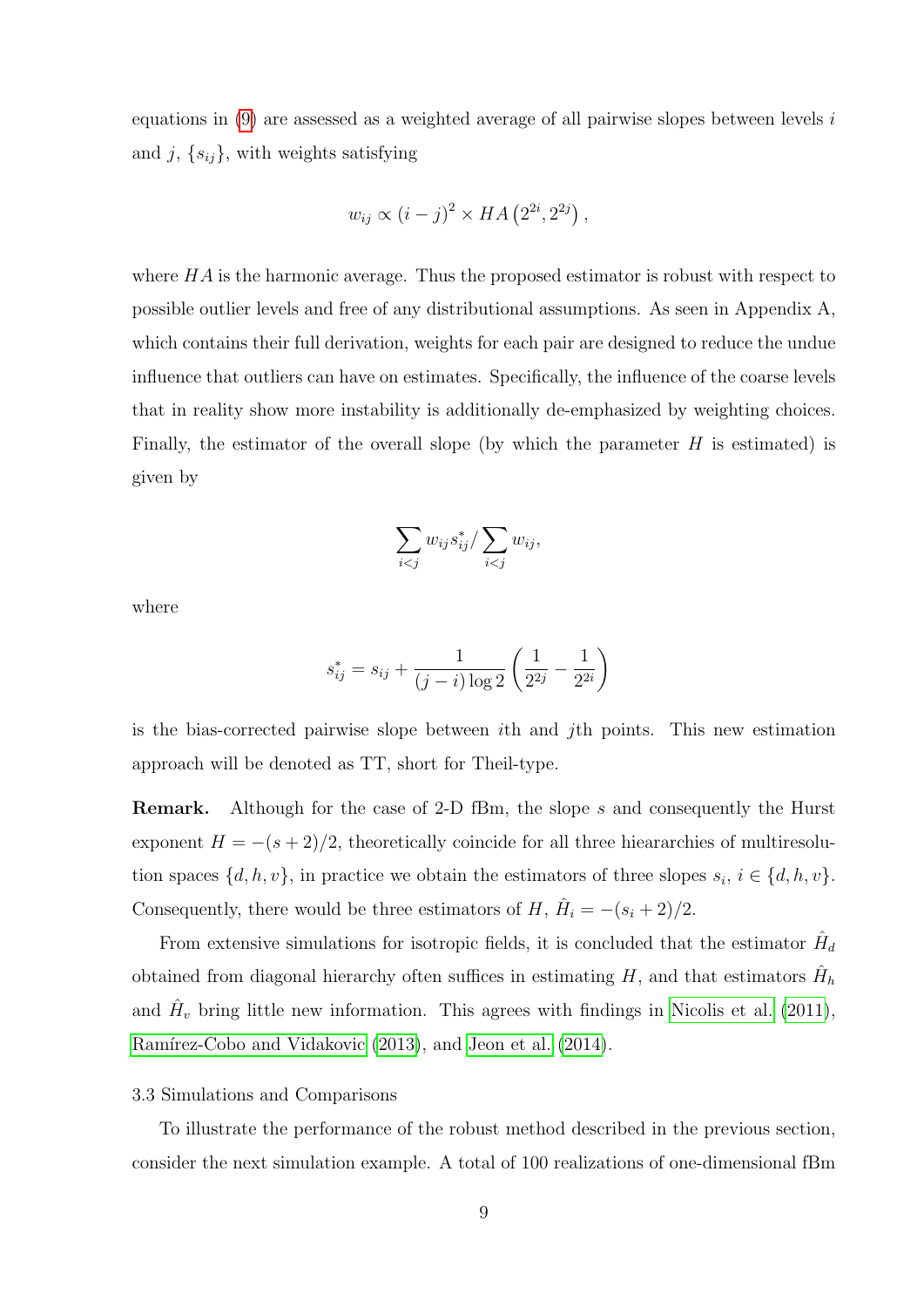equations in (9) are assessed as a weighted average of all pairwise slopes between levels $i$ and $j$, $\{s_{ij}\}$, with weights satisfying

$$w_{ij} \propto (i-j)^2 \times HA\left(2^{2i}, 2^{2j}\right),$$

where $HA$ is the harmonic average. Thus the proposed estimator is robust with respect to possible outlier levels and free of any distributional assumptions. As seen in Appendix A, which contains their full derivation, weights for each pair are designed to reduce the undue influence that outliers can have on estimates. Specifically, the influence of the coarse levels that in reality show more instability is additionally de-emphasized by weighting choices. Finally, the estimator of the overall slope (by which the parameter $H$ is estimated) is given by

$$\sum_{i<j} w_{ij} s_{ij}^* / \sum_{i<j} w_{ij},$$

where

$$s_{ij}^* = s_{ij} + \frac{1}{(j-i)\log 2}\left(\frac{1}{2^{2j}} - \frac{1}{2^{2i}}\right)$$

is the bias-corrected pairwise slope between $i$th and $j$th points. This new estimation approach will be denoted as TT, short for Theil-type.

**Remark.** Although for the case of 2-D fBm, the slope $s$ and consequently the Hurst exponent $H = -(s+2)/2$, theoretically coincide for all three hieararchies of multiresolution spaces $\{d, h, v\}$, in practice we obtain the estimators of three slopes $s_i$, $i \in \{d, h, v\}$. Consequently, there would be three estimators of $H$, $\hat{H}_i = -(s_i + 2)/2$.

From extensive simulations for isotropic fields, it is concluded that the estimator $\hat{H}_d$ obtained from diagonal hierarchy often suffices in estimating $H$, and that estimators $\hat{H}_h$ and $\hat{H}_v$ bring little new information. This agrees with findings in Nicolis et al. (2011), Ramírez-Cobo and Vidakovic (2013), and Jeon et al. (2014).

### 3.3 Simulations and Comparisons

To illustrate the performance of the robust method described in the previous section, consider the next simulation example. A total of 100 realizations of one-dimensional fBm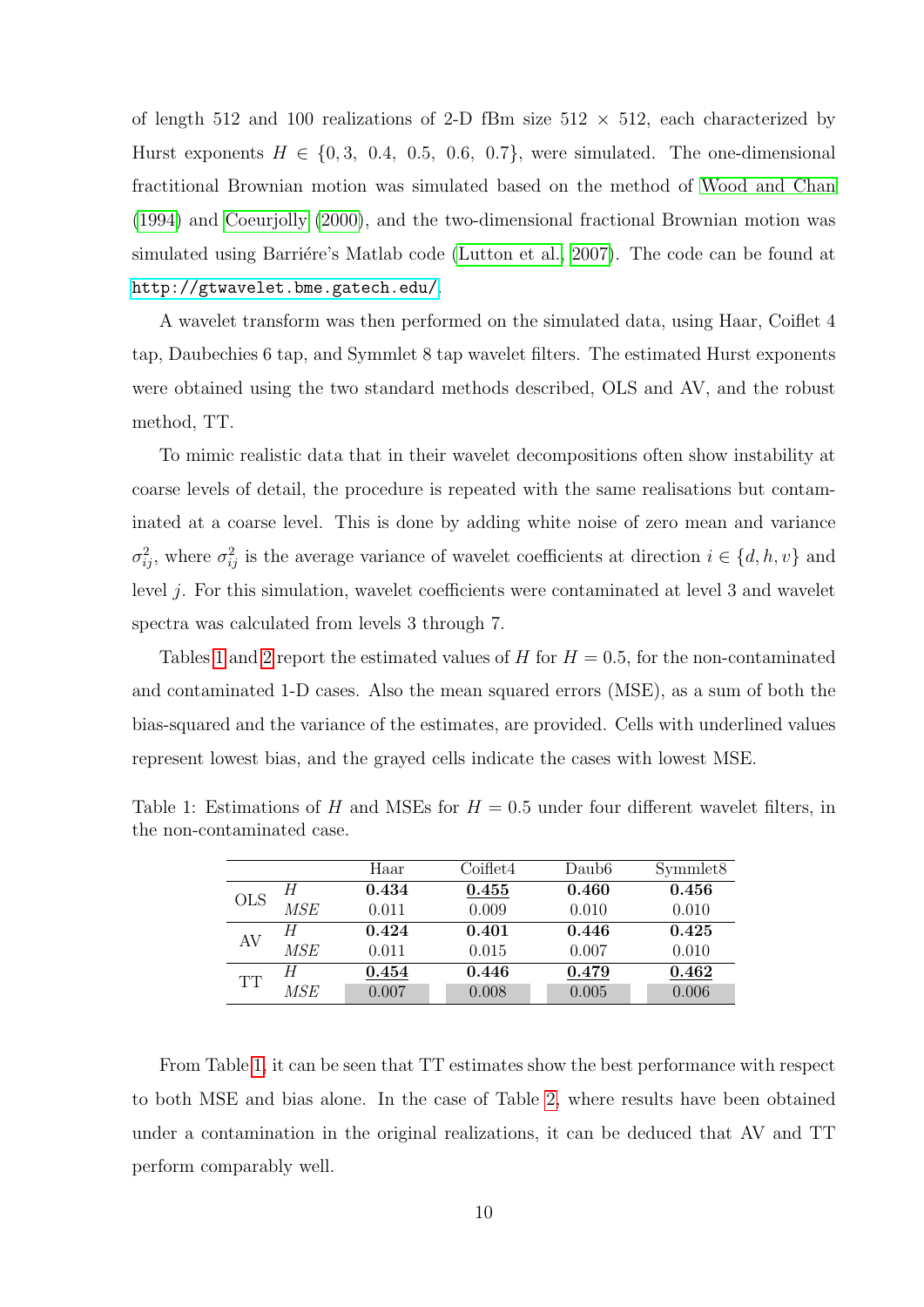of length 512 and 100 realizations of 2-D fBm size 512 × 512, each characterized by Hurst exponents $H \in \{0,3,\ 0.4,\ 0.5,\ 0.6,\ 0.7\}$, were simulated. The one-dimensional fractitional Brownian motion was simulated based on the method of Wood and Chan (1994) and Coeurjolly (2000), and the two-dimensional fractional Brownian motion was simulated using Barriére's Matlab code (Lutton et al., 2007). The code can be found at http://gtwavelet.bme.gatech.edu/.

A wavelet transform was then performed on the simulated data, using Haar, Coiflet 4 tap, Daubechies 6 tap, and Symmlet 8 tap wavelet filters. The estimated Hurst exponents were obtained using the two standard methods described, OLS and AV, and the robust method, TT.

To mimic realistic data that in their wavelet decompositions often show instability at coarse levels of detail, the procedure is repeated with the same realisations but contaminated at a coarse level. This is done by adding white noise of zero mean and variance $\sigma_{ij}^2$, where $\sigma_{ij}^2$ is the average variance of wavelet coefficients at direction $i \in \{d, h, v\}$ and level $j$. For this simulation, wavelet coefficients were contaminated at level 3 and wavelet spectra was calculated from levels 3 through 7.

Tables 1 and 2 report the estimated values of $H$ for $H = 0.5$, for the non-contaminated and contaminated 1-D cases. Also the mean squared errors (MSE), as a sum of both the bias-squared and the variance of the estimates, are provided. Cells with underlined values represent lowest bias, and the grayed cells indicate the cases with lowest MSE.

Table 1: Estimations of $H$ and MSEs for $H = 0.5$ under four different wavelet filters, in the non-contaminated case.

| | | Haar | Coiflet4 | Daub6 | Symmlet8 |
|---|---|---|---|---|---|
| OLS | *H* | **0.434** | <u>**0.455**</u> | **0.460** | **0.456** |
| | *MSE* | 0.011 | 0.009 | 0.010 | 0.010 |
| AV | *H* | **0.424** | **0.401** | **0.446** | **0.425** |
| | *MSE* | 0.011 | 0.015 | 0.007 | 0.010 |
| TT | *H* | <u>**0.454**</u> | **0.446** | <u>**0.479**</u> | <u>**0.462**</u> |
| | *MSE* | 0.007 | 0.008 | 0.005 | 0.006 |

From Table 1, it can be seen that TT estimates show the best performance with respect to both MSE and bias alone. In the case of Table 2, where results have been obtained under a contamination in the original realizations, it can be deduced that AV and TT perform comparably well.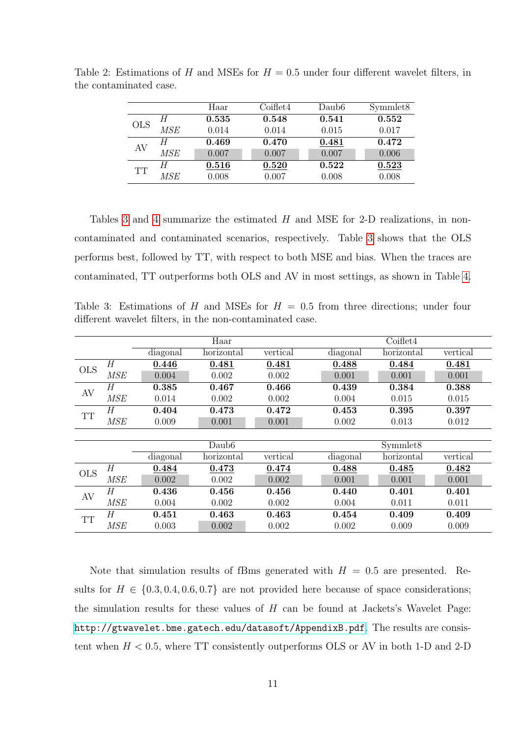Table 2: Estimations of $H$ and MSEs for $H = 0.5$ under four different wavelet filters, in the contaminated case.

| | | Haar | Coiflet4 | Daub6 | Symmlet8 |
|---|---|---|---|---|---|
| OLS | $H$ | **0.535** | **0.548** | **0.541** | **0.552** |
| | $MSE$ | 0.014 | 0.014 | 0.015 | 0.017 |
| AV | $H$ | **0.469** | **0.470** | <u>**0.481**</u> | **0.472** |
| | $MSE$ | 0.007 | 0.007 | 0.007 | 0.006 |
| TT | $H$ | <u>**0.516**</u> | <u>**0.520**</u> | **0.522** | <u>**0.523**</u> |
| | $MSE$ | 0.008 | 0.007 | 0.008 | 0.008 |

Tables 3 and 4 summarize the estimated $H$ and MSE for 2-D realizations, in non-contaminated and contaminated scenarios, respectively. Table 3 shows that the OLS performs best, followed by TT, with respect to both MSE and bias. When the traces are contaminated, TT outperforms both OLS and AV in most settings, as shown in Table 4.

Table 3: Estimations of $H$ and MSEs for $H = 0.5$ from three directions; under four different wavelet filters, in the non-contaminated case.

| | | Haar | | | Coiflet4 | | |
|---|---|---|---|---|---|---|---|
| | | diagonal | horizontal | vertical | diagonal | horizontal | vertical |
| OLS | $H$ | <u>**0.446**</u> | <u>**0.481**</u> | <u>**0.481**</u> | <u>**0.488**</u> | <u>**0.484**</u> | <u>**0.481**</u> |
| | $MSE$ | 0.004 | 0.002 | 0.002 | 0.001 | 0.001 | 0.001 |
| AV | $H$ | **0.385** | **0.467** | **0.466** | **0.439** | **0.384** | **0.388** |
| | $MSE$ | 0.014 | 0.002 | 0.002 | 0.004 | 0.015 | 0.015 |
| TT | $H$ | **0.404** | **0.473** | **0.472** | **0.453** | **0.395** | **0.397** |
| | $MSE$ | 0.009 | 0.001 | 0.001 | 0.002 | 0.013 | 0.012 |

| | | Daub6 | | | Symmlet8 | | |
|---|---|---|---|---|---|---|---|
| | | diagonal | horizontal | vertical | diagonal | horizontal | vertical |
| OLS | $H$ | <u>**0.484**</u> | <u>**0.473**</u> | <u>**0.474**</u> | <u>**0.488**</u> | <u>**0.485**</u> | <u>**0.482**</u> |
| | $MSE$ | 0.002 | 0.002 | 0.002 | 0.001 | 0.001 | 0.001 |
| AV | $H$ | **0.436** | **0.456** | **0.456** | **0.440** | **0.401** | **0.401** |
| | $MSE$ | 0.004 | 0.002 | 0.002 | 0.004 | 0.011 | 0.011 |
| TT | $H$ | **0.451** | **0.463** | **0.463** | **0.454** | **0.409** | **0.409** |
| | $MSE$ | 0.003 | 0.002 | 0.002 | 0.002 | 0.009 | 0.009 |

Note that simulation results of fBms generated with $H = 0.5$ are presented. Results for $H \in \{0.3, 0.4, 0.6, 0.7\}$ are not provided here because of space considerations; the simulation results for these values of $H$ can be found at Jackets's Wavelet Page: http://gtwavelet.bme.gatech.edu/datasoft/AppendixB.pdf. The results are consistent when $H < 0.5$, where TT consistently outperforms OLS or AV in both 1-D and 2-D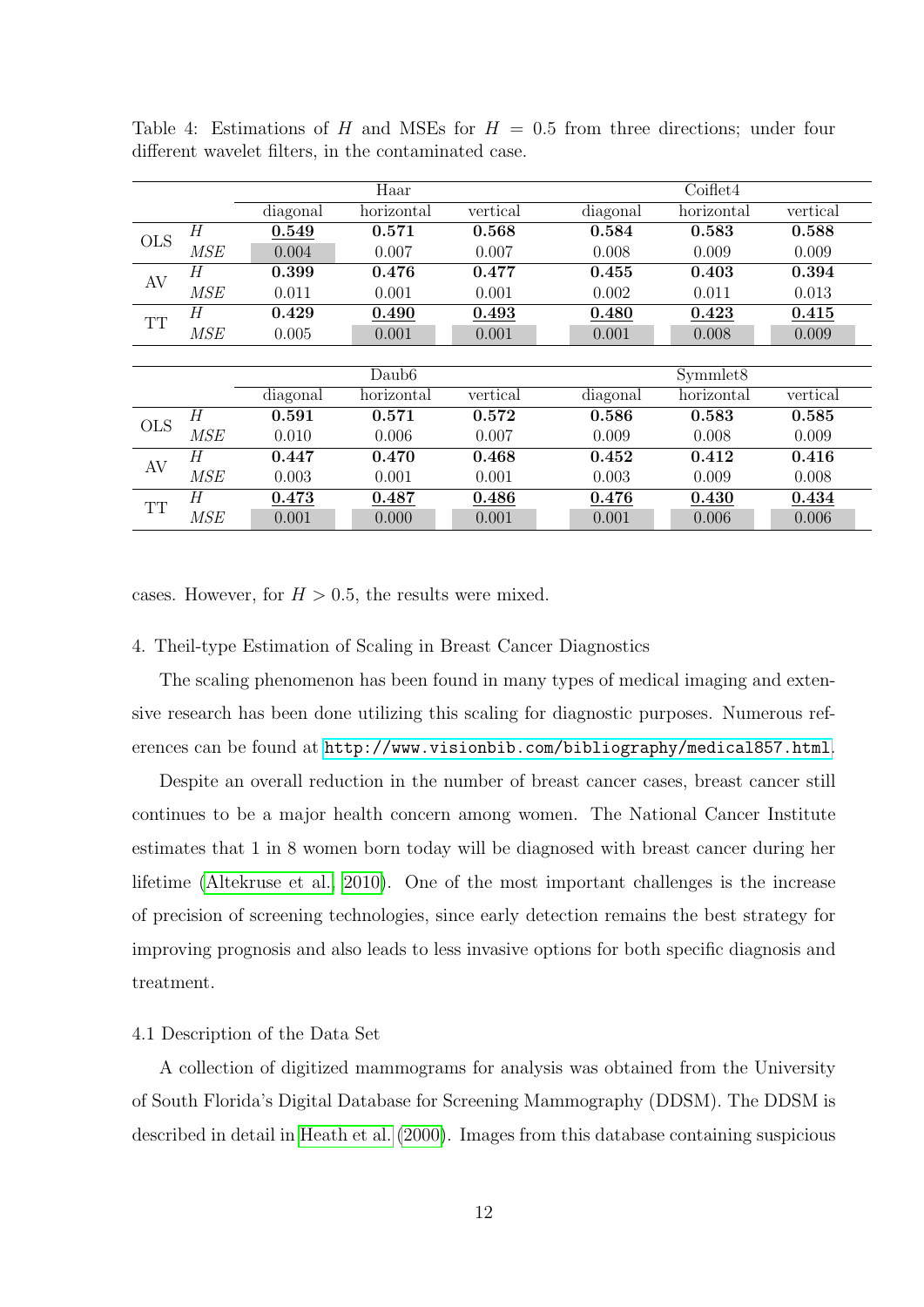Table 4: Estimations of $H$ and MSEs for $H = 0.5$ from three directions; under four different wavelet filters, in the contaminated case.

| | | Haar | | | Coiflet4 | | |
|---|---|---|---|---|---|---|---|
| | | diagonal | horizontal | vertical | diagonal | horizontal | vertical |
| OLS | $H$ | **0.549** | **0.571** | **0.568** | **0.584** | **0.583** | **0.588** |
| | $MSE$ | 0.004 | 0.007 | 0.007 | 0.008 | 0.009 | 0.009 |
| AV | $H$ | **0.399** | **0.476** | **0.477** | **0.455** | **0.403** | **0.394** |
| | $MSE$ | 0.011 | 0.001 | 0.001 | 0.002 | 0.011 | 0.013 |
| TT | $H$ | **0.429** | **0.490** | **0.493** | **0.480** | **0.423** | **0.415** |
| | $MSE$ | 0.005 | 0.001 | 0.001 | 0.001 | 0.008 | 0.009 |

| | | Daub6 | | | Symmlet8 | | |
|---|---|---|---|---|---|---|---|
| | | diagonal | horizontal | vertical | diagonal | horizontal | vertical |
| OLS | $H$ | **0.591** | **0.571** | **0.572** | **0.586** | **0.583** | **0.585** |
| | $MSE$ | 0.010 | 0.006 | 0.007 | 0.009 | 0.008 | 0.009 |
| AV | $H$ | **0.447** | **0.470** | **0.468** | **0.452** | **0.412** | **0.416** |
| | $MSE$ | 0.003 | 0.001 | 0.001 | 0.003 | 0.009 | 0.008 |
| TT | $H$ | **0.473** | **0.487** | **0.486** | **0.476** | **0.430** | **0.434** |
| | $MSE$ | 0.001 | 0.000 | 0.001 | 0.001 | 0.006 | 0.006 |

cases. However, for $H > 0.5$, the results were mixed.

## 4. Theil-type Estimation of Scaling in Breast Cancer Diagnostics

The scaling phenomenon has been found in many types of medical imaging and extensive research has been done utilizing this scaling for diagnostic purposes. Numerous references can be found at http://www.visionbib.com/bibliography/medical857.html.

Despite an overall reduction in the number of breast cancer cases, breast cancer still continues to be a major health concern among women. The National Cancer Institute estimates that 1 in 8 women born today will be diagnosed with breast cancer during her lifetime (Altekruse et al., 2010). One of the most important challenges is the increase of precision of screening technologies, since early detection remains the best strategy for improving prognosis and also leads to less invasive options for both specific diagnosis and treatment.

### 4.1 Description of the Data Set

A collection of digitized mammograms for analysis was obtained from the University of South Florida's Digital Database for Screening Mammography (DDSM). The DDSM is described in detail in Heath et al. (2000). Images from this database containing suspicious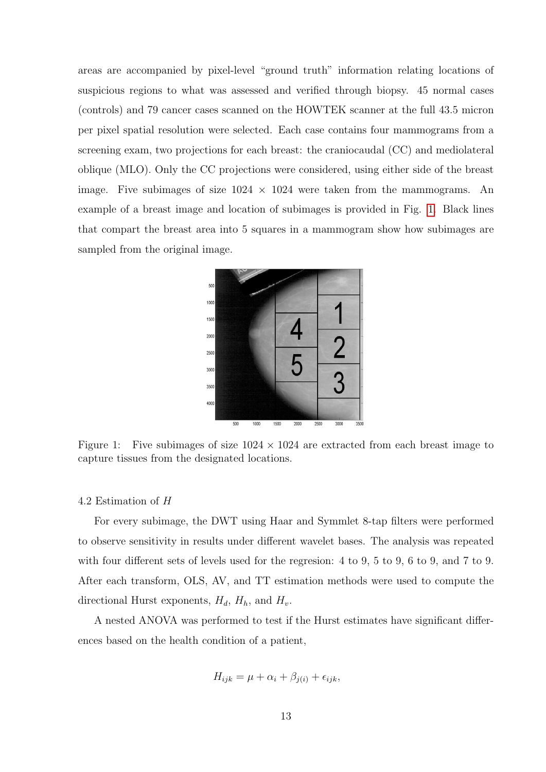areas are accompanied by pixel-level "ground truth" information relating locations of suspicious regions to what was assessed and verified through biopsy. 45 normal cases (controls) and 79 cancer cases scanned on the HOWTEK scanner at the full 43.5 micron per pixel spatial resolution were selected. Each case contains four mammograms from a screening exam, two projections for each breast: the craniocaudal (CC) and mediolateral oblique (MLO). Only the CC projections were considered, using either side of the breast image. Five subimages of size 1024 × 1024 were taken from the mammograms. An example of a breast image and location of subimages is provided in Fig. 1. Black lines that compart the breast area into 5 squares in a mammogram show how subimages are sampled from the original image.

Figure 1: Five subimages of size 1024 × 1024 are extracted from each breast image to capture tissues from the designated locations.

### 4.2 Estimation of $H$

For every subimage, the DWT using Haar and Symmlet 8-tap filters were performed to observe sensitivity in results under different wavelet bases. The analysis was repeated with four different sets of levels used for the regresion: 4 to 9, 5 to 9, 6 to 9, and 7 to 9. After each transform, OLS, AV, and TT estimation methods were used to compute the directional Hurst exponents, $H_d$, $H_h$, and $H_v$.

A nested ANOVA was performed to test if the Hurst estimates have significant differences based on the health condition of a patient,

$$H_{ijk} = \mu + \alpha_i + \beta_{j(i)} + \epsilon_{ijk},$$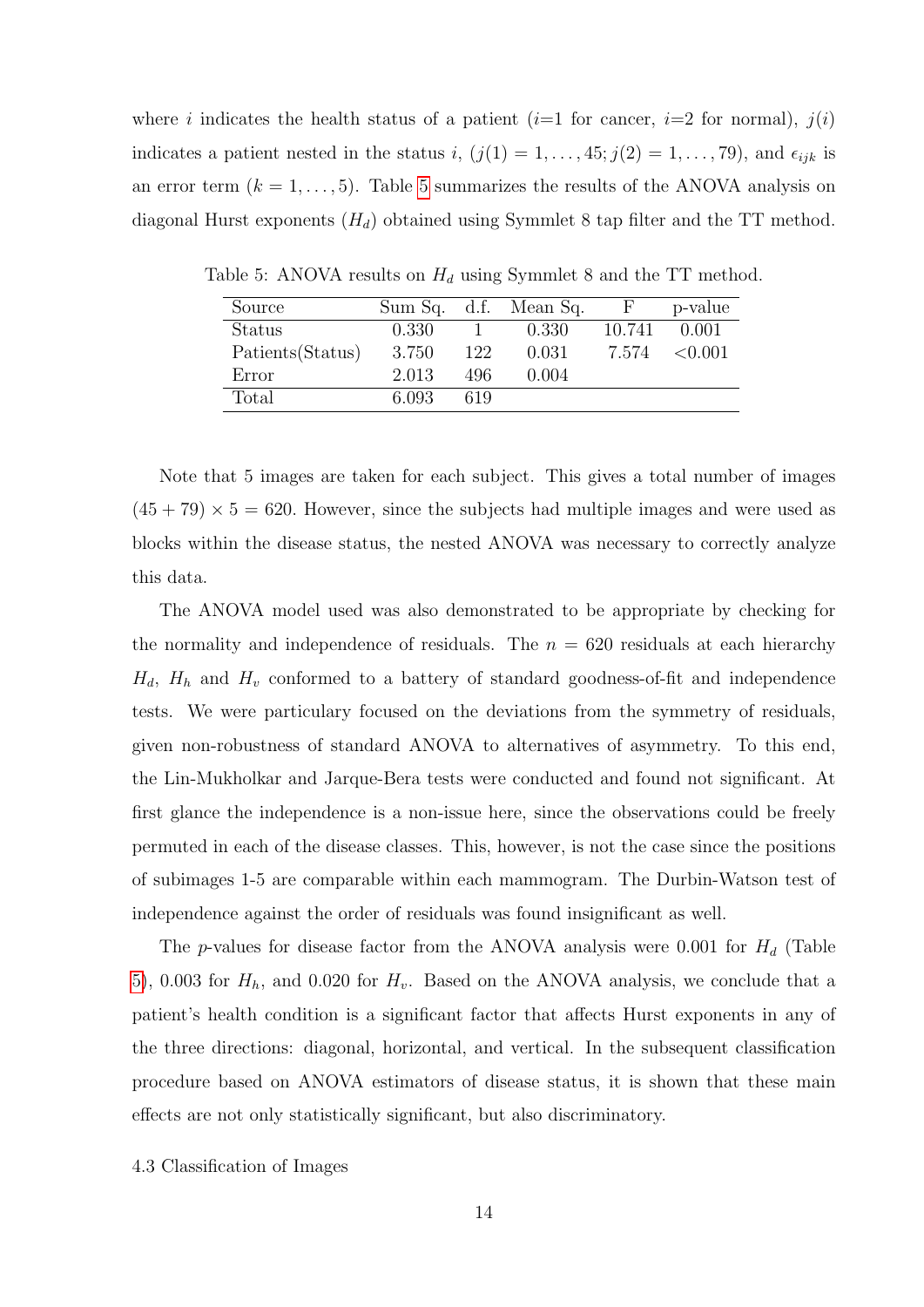where $i$ indicates the health status of a patient ($i$=1 for cancer, $i$=2 for normal), $j(i)$ indicates a patient nested in the status $i$, ($j(1) = 1, \ldots, 45; j(2) = 1, \ldots, 79$), and $\epsilon_{ijk}$ is an error term ($k = 1, \ldots, 5$). Table 5 summarizes the results of the ANOVA analysis on diagonal Hurst exponents ($H_d$) obtained using Symmlet 8 tap filter and the TT method.

Table 5: ANOVA results on $H_d$ using Symmlet 8 and the TT method.

| Source | Sum Sq. | d.f. | Mean Sq. | F | p-value |
|---|---|---|---|---|---|
| Status | 0.330 | 1 | 0.330 | 10.741 | 0.001 |
| Patients(Status) | 3.750 | 122 | 0.031 | 7.574 | <0.001 |
| Error | 2.013 | 496 | 0.004 | | |
| Total | 6.093 | 619 | | | |

Note that 5 images are taken for each subject. This gives a total number of images $(45 + 79) \times 5 = 620$. However, since the subjects had multiple images and were used as blocks within the disease status, the nested ANOVA was necessary to correctly analyze this data.

The ANOVA model used was also demonstrated to be appropriate by checking for the normality and independence of residuals. The $n = 620$ residuals at each hierarchy $H_d$, $H_h$ and $H_v$ conformed to a battery of standard goodness-of-fit and independence tests. We were particulary focused on the deviations from the symmetry of residuals, given non-robustness of standard ANOVA to alternatives of asymmetry. To this end, the Lin-Mukholkar and Jarque-Bera tests were conducted and found not significant. At first glance the independence is a non-issue here, since the observations could be freely permuted in each of the disease classes. This, however, is not the case since the positions of subimages 1-5 are comparable within each mammogram. The Durbin-Watson test of independence against the order of residuals was found insignificant as well.

The $p$-values for disease factor from the ANOVA analysis were 0.001 for $H_d$ (Table 5), 0.003 for $H_h$, and 0.020 for $H_v$. Based on the ANOVA analysis, we conclude that a patient's health condition is a significant factor that affects Hurst exponents in any of the three directions: diagonal, horizontal, and vertical. In the subsequent classification procedure based on ANOVA estimators of disease status, it is shown that these main effects are not only statistically significant, but also discriminatory.

4.3 Classification of Images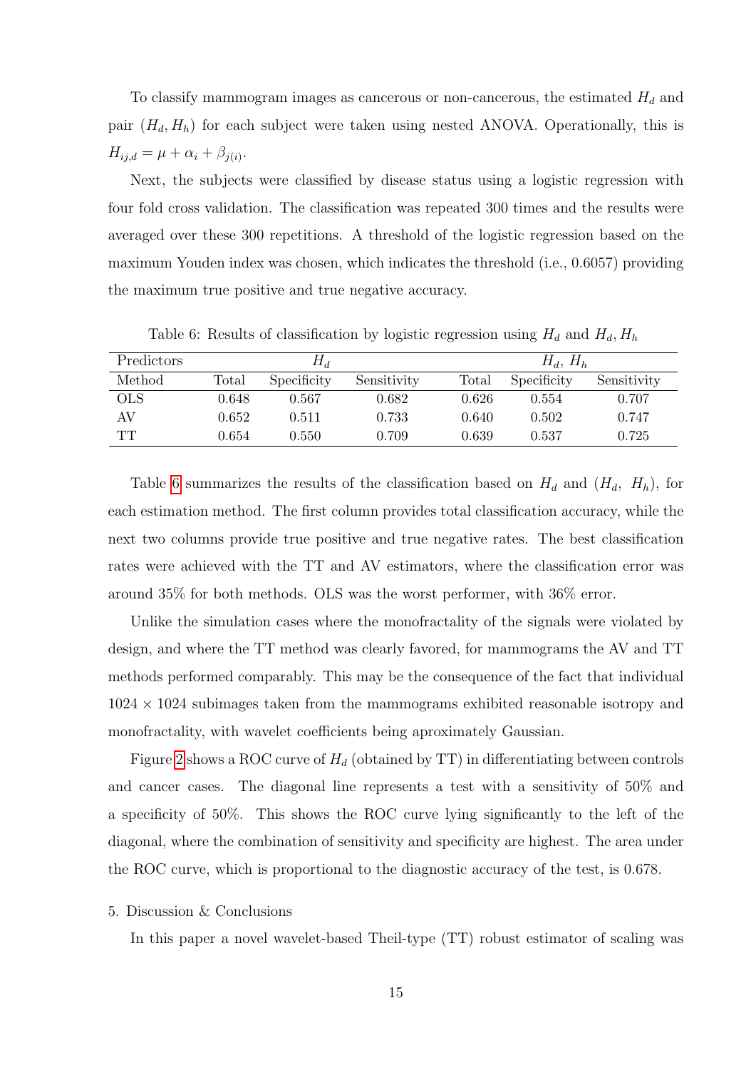To classify mammogram images as cancerous or non-cancerous, the estimated $H_d$ and pair $(H_d, H_h)$ for each subject were taken using nested ANOVA. Operationally, this is $H_{ij,d} = \mu + \alpha_i + \beta_{j(i)}$.

Next, the subjects were classified by disease status using a logistic regression with four fold cross validation. The classification was repeated 300 times and the results were averaged over these 300 repetitions. A threshold of the logistic regression based on the maximum Youden index was chosen, which indicates the threshold (i.e., 0.6057) providing the maximum true positive and true negative accuracy.

Table 6: Results of classification by logistic regression using $H_d$ and $H_d, H_h$

| Predictors | $H_d$ | | | $H_d,\ H_h$ | | |
|---|---|---|---|---|---|---|
| Method | Total | Specificity | Sensitivity | Total | Specificity | Sensitivity |
| OLS | 0.648 | 0.567 | 0.682 | 0.626 | 0.554 | 0.707 |
| AV | 0.652 | 0.511 | 0.733 | 0.640 | 0.502 | 0.747 |
| TT | 0.654 | 0.550 | 0.709 | 0.639 | 0.537 | 0.725 |

Table 6 summarizes the results of the classification based on $H_d$ and $(H_d,\ H_h)$, for each estimation method. The first column provides total classification accuracy, while the next two columns provide true positive and true negative rates. The best classification rates were achieved with the TT and AV estimators, where the classification error was around 35% for both methods. OLS was the worst performer, with 36% error.

Unlike the simulation cases where the monofractality of the signals were violated by design, and where the TT method was clearly favored, for mammograms the AV and TT methods performed comparably. This may be the consequence of the fact that individual $1024 \times 1024$ subimages taken from the mammograms exhibited reasonable isotropy and monofractality, with wavelet coefficients being aproximately Gaussian.

Figure 2 shows a ROC curve of $H_d$ (obtained by TT) in differentiating between controls and cancer cases. The diagonal line represents a test with a sensitivity of 50% and a specificity of 50%. This shows the ROC curve lying significantly to the left of the diagonal, where the combination of sensitivity and specificity are highest. The area under the ROC curve, which is proportional to the diagnostic accuracy of the test, is 0.678.

## 5. Discussion & Conclusions

In this paper a novel wavelet-based Theil-type (TT) robust estimator of scaling was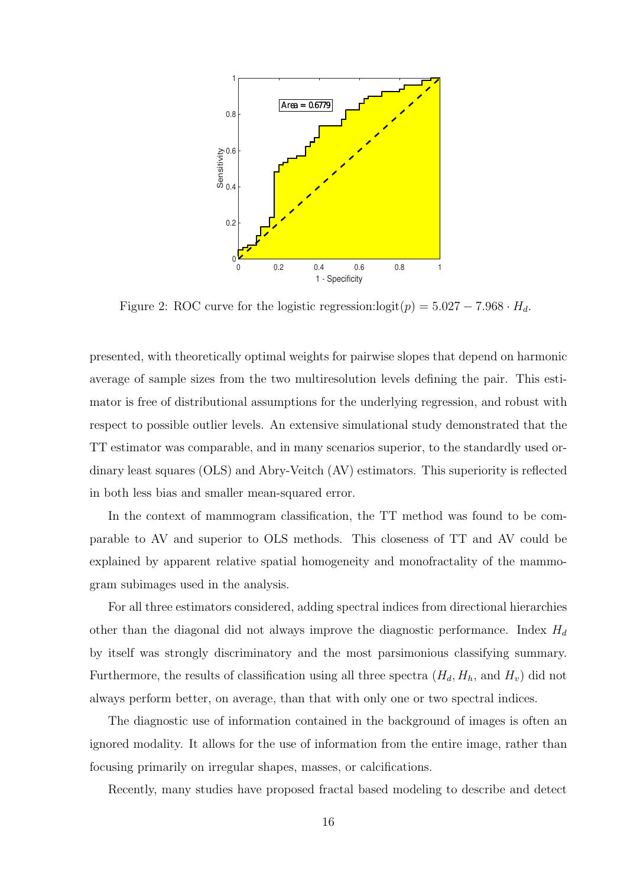Figure 2: ROC curve for the logistic regression:$\text{logit}(p) = 5.027 - 7.968 \cdot H_d$.

presented, with theoretically optimal weights for pairwise slopes that depend on harmonic average of sample sizes from the two multiresolution levels defining the pair. This estimator is free of distributional assumptions for the underlying regression, and robust with respect to possible outlier levels. An extensive simulational study demonstrated that the TT estimator was comparable, and in many scenarios superior, to the standardly used ordinary least squares (OLS) and Abry-Veitch (AV) estimators. This superiority is reflected in both less bias and smaller mean-squared error.

In the context of mammogram classification, the TT method was found to be comparable to AV and superior to OLS methods. This closeness of TT and AV could be explained by apparent relative spatial homogeneity and monofractality of the mammogram subimages used in the analysis.

For all three estimators considered, adding spectral indices from directional hierarchies other than the diagonal did not always improve the diagnostic performance. Index $H_d$ by itself was strongly discriminatory and the most parsimonious classifying summary. Furthermore, the results of classification using all three spectra ($H_d, H_h$, and $H_v$) did not always perform better, on average, than that with only one or two spectral indices.

The diagnostic use of information contained in the background of images is often an ignored modality. It allows for the use of information from the entire image, rather than focusing primarily on irregular shapes, masses, or calcifications.

Recently, many studies have proposed fractal based modeling to describe and detect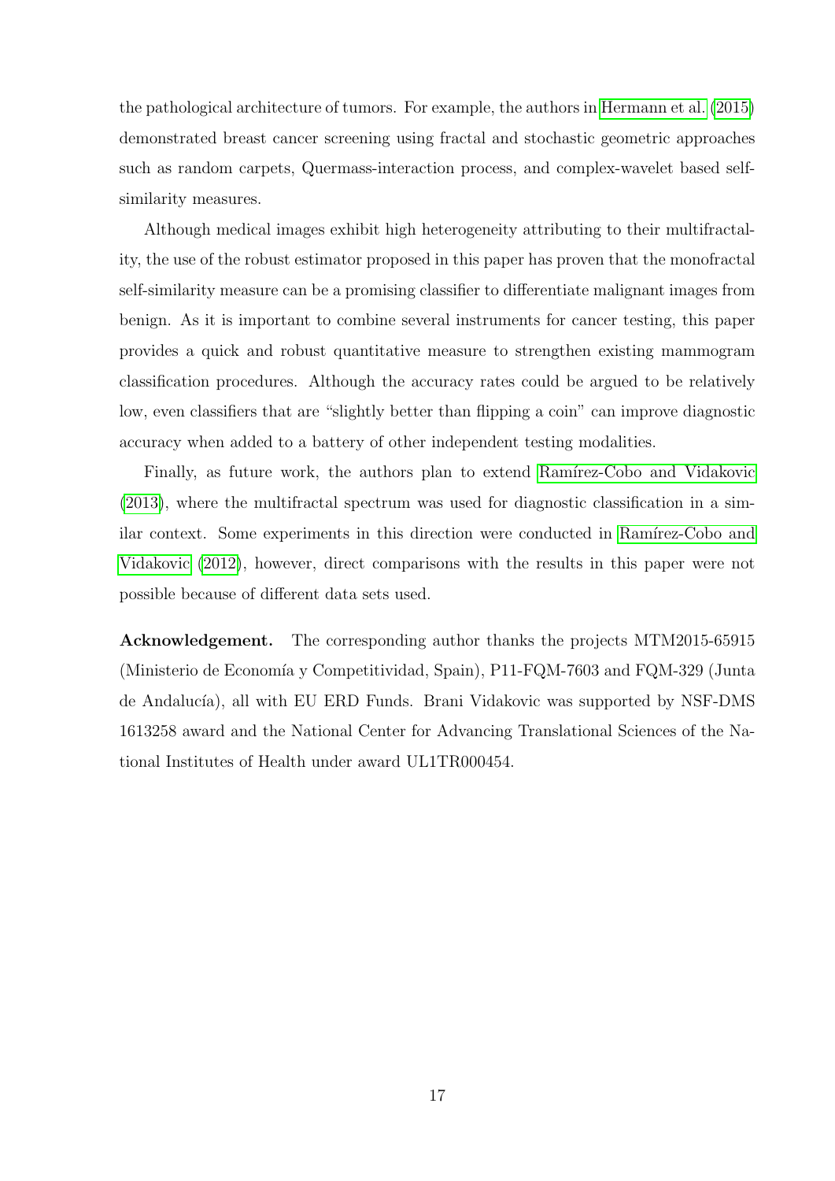the pathological architecture of tumors. For example, the authors in Hermann et al. (2015) demonstrated breast cancer screening using fractal and stochastic geometric approaches such as random carpets, Quermass-interaction process, and complex-wavelet based self-similarity measures.

Although medical images exhibit high heterogeneity attributing to their multifractality, the use of the robust estimator proposed in this paper has proven that the monofractal self-similarity measure can be a promising classifier to differentiate malignant images from benign. As it is important to combine several instruments for cancer testing, this paper provides a quick and robust quantitative measure to strengthen existing mammogram classification procedures. Although the accuracy rates could be argued to be relatively low, even classifiers that are "slightly better than flipping a coin" can improve diagnostic accuracy when added to a battery of other independent testing modalities.

Finally, as future work, the authors plan to extend Ramírez-Cobo and Vidakovic (2013), where the multifractal spectrum was used for diagnostic classification in a similar context. Some experiments in this direction were conducted in Ramírez-Cobo and Vidakovic (2012), however, direct comparisons with the results in this paper were not possible because of different data sets used.

**Acknowledgement.** The corresponding author thanks the projects MTM2015-65915 (Ministerio de Economía y Competitividad, Spain), P11-FQM-7603 and FQM-329 (Junta de Andalucía), all with EU ERD Funds. Brani Vidakovic was supported by NSF-DMS 1613258 award and the National Center for Advancing Translational Sciences of the National Institutes of Health under award UL1TR000454.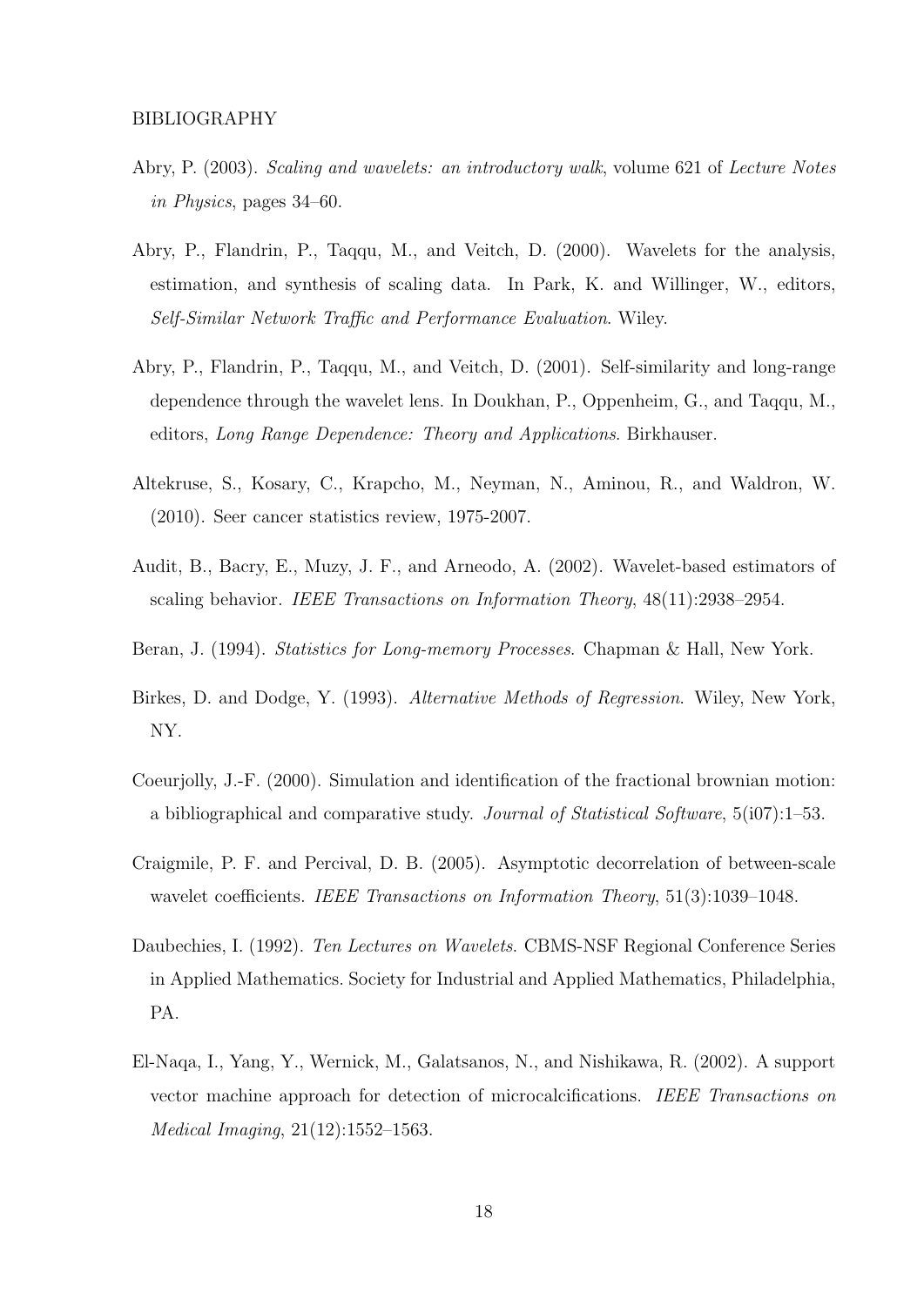BIBLIOGRAPHY

Abry, P. (2003). *Scaling and wavelets: an introductory walk*, volume 621 of *Lecture Notes in Physics*, pages 34–60.

Abry, P., Flandrin, P., Taqqu, M., and Veitch, D. (2000). Wavelets for the analysis, estimation, and synthesis of scaling data. In Park, K. and Willinger, W., editors, *Self-Similar Network Traffic and Performance Evaluation*. Wiley.

Abry, P., Flandrin, P., Taqqu, M., and Veitch, D. (2001). Self-similarity and long-range dependence through the wavelet lens. In Doukhan, P., Oppenheim, G., and Taqqu, M., editors, *Long Range Dependence: Theory and Applications*. Birkhauser.

Altekruse, S., Kosary, C., Krapcho, M., Neyman, N., Aminou, R., and Waldron, W. (2010). Seer cancer statistics review, 1975-2007.

Audit, B., Bacry, E., Muzy, J. F., and Arneodo, A. (2002). Wavelet-based estimators of scaling behavior. *IEEE Transactions on Information Theory*, 48(11):2938–2954.

Beran, J. (1994). *Statistics for Long-memory Processes*. Chapman & Hall, New York.

Birkes, D. and Dodge, Y. (1993). *Alternative Methods of Regression*. Wiley, New York, NY.

Coeurjolly, J.-F. (2000). Simulation and identification of the fractional brownian motion: a bibliographical and comparative study. *Journal of Statistical Software*, 5(i07):1–53.

Craigmile, P. F. and Percival, D. B. (2005). Asymptotic decorrelation of between-scale wavelet coefficients. *IEEE Transactions on Information Theory*, 51(3):1039–1048.

Daubechies, I. (1992). *Ten Lectures on Wavelets*. CBMS-NSF Regional Conference Series in Applied Mathematics. Society for Industrial and Applied Mathematics, Philadelphia, PA.

El-Naqa, I., Yang, Y., Wernick, M., Galatsanos, N., and Nishikawa, R. (2002). A support vector machine approach for detection of microcalcifications. *IEEE Transactions on Medical Imaging*, 21(12):1552–1563.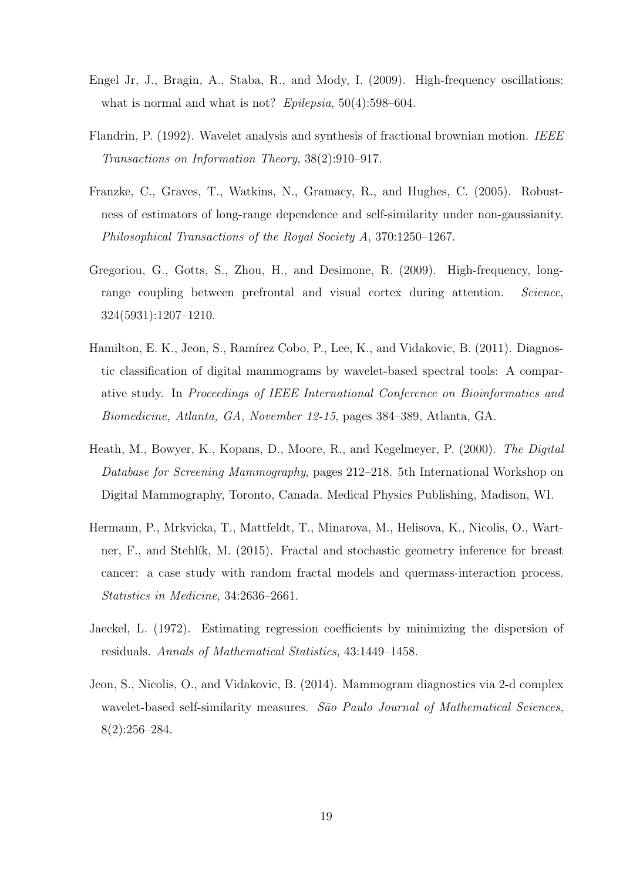Engel Jr, J., Bragin, A., Staba, R., and Mody, I. (2009). High-frequency oscillations: what is normal and what is not? *Epilepsia*, 50(4):598–604.

Flandrin, P. (1992). Wavelet analysis and synthesis of fractional brownian motion. *IEEE Transactions on Information Theory*, 38(2):910–917.

Franzke, C., Graves, T., Watkins, N., Gramacy, R., and Hughes, C. (2005). Robustness of estimators of long-range dependence and self-similarity under non-gaussianity. *Philosophical Transactions of the Royal Society A*, 370:1250–1267.

Gregoriou, G., Gotts, S., Zhou, H., and Desimone, R. (2009). High-frequency, long-range coupling between prefrontal and visual cortex during attention. *Science*, 324(5931):1207–1210.

Hamilton, E. K., Jeon, S., Ramírez Cobo, P., Lee, K., and Vidakovic, B. (2011). Diagnostic classification of digital mammograms by wavelet-based spectral tools: A comparative study. In *Proceedings of IEEE International Conference on Bioinformatics and Biomedicine, Atlanta, GA, November 12-15*, pages 384–389, Atlanta, GA.

Heath, M., Bowyer, K., Kopans, D., Moore, R., and Kegelmeyer, P. (2000). *The Digital Database for Screening Mammography*, pages 212–218. 5th International Workshop on Digital Mammography, Toronto, Canada. Medical Physics Publishing, Madison, WI.

Hermann, P., Mrkvicka, T., Mattfeldt, T., Minarova, M., Helisova, K., Nicolis, O., Wartner, F., and Stehlík, M. (2015). Fractal and stochastic geometry inference for breast cancer: a case study with random fractal models and quermass-interaction process. *Statistics in Medicine*, 34:2636–2661.

Jaeckel, L. (1972). Estimating regression coefficients by minimizing the dispersion of residuals. *Annals of Mathematical Statistics*, 43:1449–1458.

Jeon, S., Nicolis, O., and Vidakovic, B. (2014). Mammogram diagnostics via 2-d complex wavelet-based self-similarity measures. *São Paulo Journal of Mathematical Sciences*, 8(2):256–284.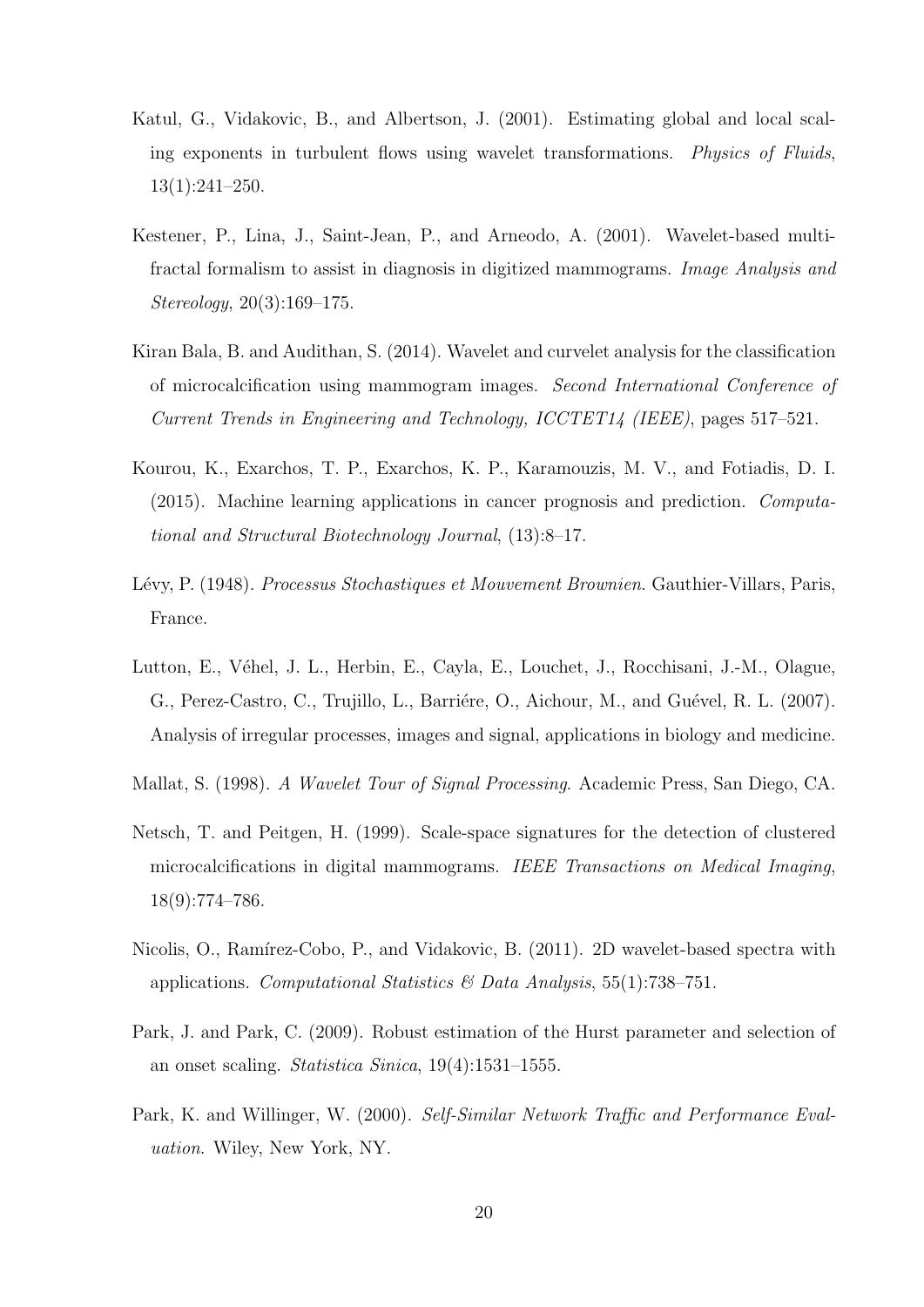Katul, G., Vidakovic, B., and Albertson, J. (2001). Estimating global and local scaling exponents in turbulent flows using wavelet transformations. *Physics of Fluids*, 13(1):241–250.

Kestener, P., Lina, J., Saint-Jean, P., and Arneodo, A. (2001). Wavelet-based multifractal formalism to assist in diagnosis in digitized mammograms. *Image Analysis and Stereology*, 20(3):169–175.

Kiran Bala, B. and Audithan, S. (2014). Wavelet and curvelet analysis for the classification of microcalcification using mammogram images. *Second International Conference of Current Trends in Engineering and Technology, ICCTET14 (IEEE)*, pages 517–521.

Kourou, K., Exarchos, T. P., Exarchos, K. P., Karamouzis, M. V., and Fotiadis, D. I. (2015). Machine learning applications in cancer prognosis and prediction. *Computational and Structural Biotechnology Journal*, (13):8–17.

Lévy, P. (1948). *Processus Stochastiques et Mouvement Brownien*. Gauthier-Villars, Paris, France.

Lutton, E., Véhel, J. L., Herbin, E., Cayla, E., Louchet, J., Rocchisani, J.-M., Olague, G., Perez-Castro, C., Trujillo, L., Barriére, O., Aichour, M., and Guével, R. L. (2007). Analysis of irregular processes, images and signal, applications in biology and medicine.

Mallat, S. (1998). *A Wavelet Tour of Signal Processing*. Academic Press, San Diego, CA.

Netsch, T. and Peitgen, H. (1999). Scale-space signatures for the detection of clustered microcalcifications in digital mammograms. *IEEE Transactions on Medical Imaging*, 18(9):774–786.

Nicolis, O., Ramírez-Cobo, P., and Vidakovic, B. (2011). 2D wavelet-based spectra with applications. *Computational Statistics & Data Analysis*, 55(1):738–751.

Park, J. and Park, C. (2009). Robust estimation of the Hurst parameter and selection of an onset scaling. *Statistica Sinica*, 19(4):1531–1555.

Park, K. and Willinger, W. (2000). *Self-Similar Network Traffic and Performance Evaluation*. Wiley, New York, NY.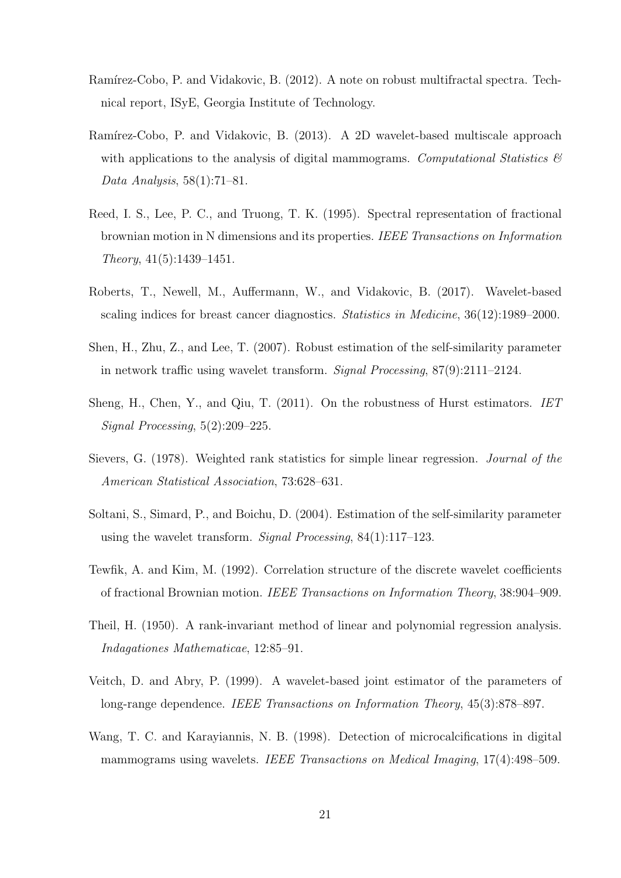Ramírez-Cobo, P. and Vidakovic, B. (2012). A note on robust multifractal spectra. Technical report, ISyE, Georgia Institute of Technology.

Ramírez-Cobo, P. and Vidakovic, B. (2013). A 2D wavelet-based multiscale approach with applications to the analysis of digital mammograms. *Computational Statistics & Data Analysis*, 58(1):71–81.

Reed, I. S., Lee, P. C., and Truong, T. K. (1995). Spectral representation of fractional brownian motion in N dimensions and its properties. *IEEE Transactions on Information Theory*, 41(5):1439–1451.

Roberts, T., Newell, M., Auffermann, W., and Vidakovic, B. (2017). Wavelet-based scaling indices for breast cancer diagnostics. *Statistics in Medicine*, 36(12):1989–2000.

Shen, H., Zhu, Z., and Lee, T. (2007). Robust estimation of the self-similarity parameter in network traffic using wavelet transform. *Signal Processing*, 87(9):2111–2124.

Sheng, H., Chen, Y., and Qiu, T. (2011). On the robustness of Hurst estimators. *IET Signal Processing*, 5(2):209–225.

Sievers, G. (1978). Weighted rank statistics for simple linear regression. *Journal of the American Statistical Association*, 73:628–631.

Soltani, S., Simard, P., and Boichu, D. (2004). Estimation of the self-similarity parameter using the wavelet transform. *Signal Processing*, 84(1):117–123.

Tewfik, A. and Kim, M. (1992). Correlation structure of the discrete wavelet coefficients of fractional Brownian motion. *IEEE Transactions on Information Theory*, 38:904–909.

Theil, H. (1950). A rank-invariant method of linear and polynomial regression analysis. *Indagationes Mathematicae*, 12:85–91.

Veitch, D. and Abry, P. (1999). A wavelet-based joint estimator of the parameters of long-range dependence. *IEEE Transactions on Information Theory*, 45(3):878–897.

Wang, T. C. and Karayiannis, N. B. (1998). Detection of microcalcifications in digital mammograms using wavelets. *IEEE Transactions on Medical Imaging*, 17(4):498–509.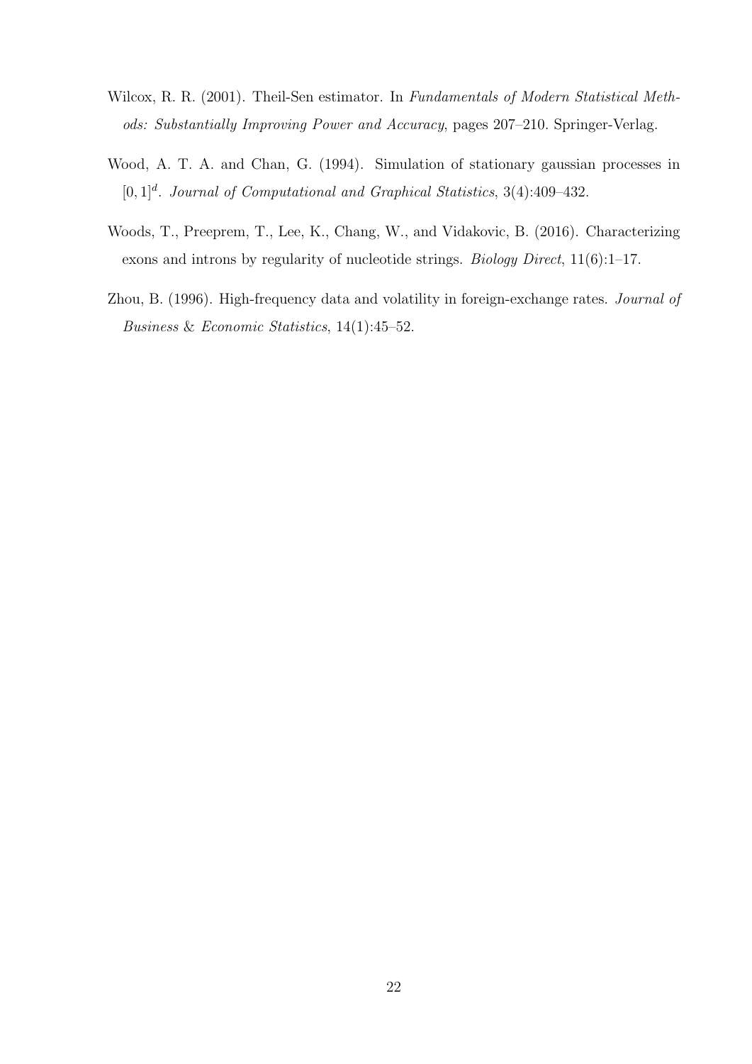Wilcox, R. R. (2001). Theil-Sen estimator. In *Fundamentals of Modern Statistical Methods: Substantially Improving Power and Accuracy*, pages 207–210. Springer-Verlag.

Wood, A. T. A. and Chan, G. (1994). Simulation of stationary gaussian processes in $[0, 1]^d$. *Journal of Computational and Graphical Statistics*, 3(4):409–432.

Woods, T., Preeprem, T., Lee, K., Chang, W., and Vidakovic, B. (2016). Characterizing exons and introns by regularity of nucleotide strings. *Biology Direct*, 11(6):1–17.

Zhou, B. (1996). High-frequency data and volatility in foreign-exchange rates. *Journal of Business & Economic Statistics*, 14(1):45–52.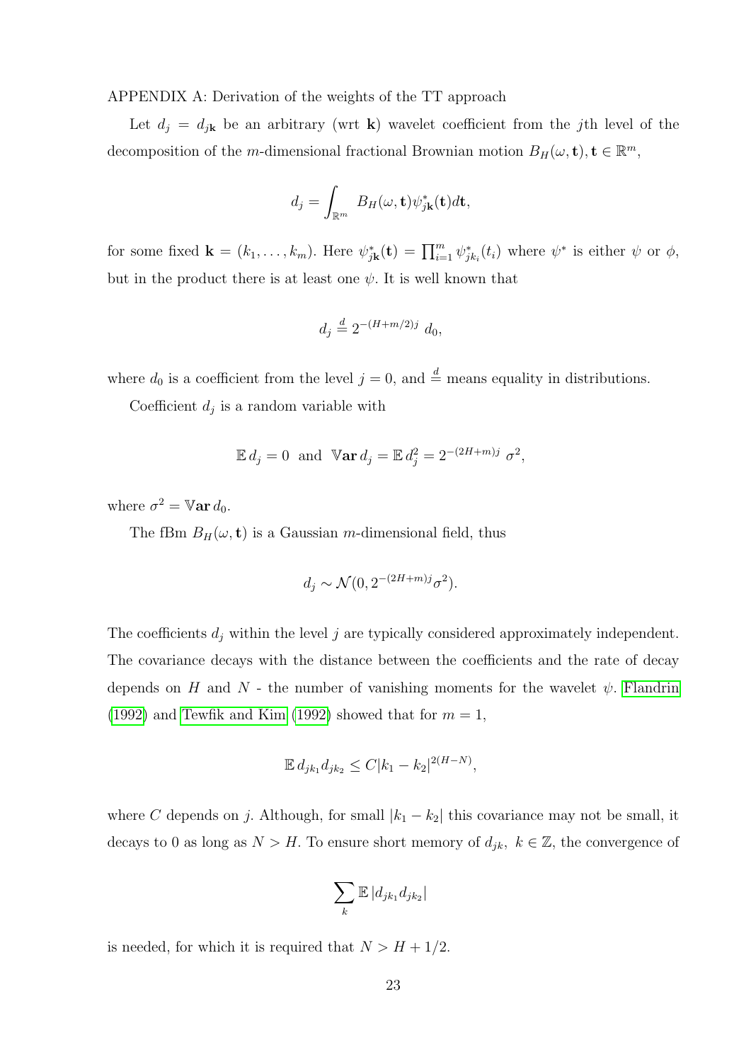APPENDIX A: Derivation of the weights of the TT approach

Let $d_j = d_{j\mathbf{k}}$ be an arbitrary (wrt $\mathbf{k}$) wavelet coefficient from the $j$th level of the decomposition of the $m$-dimensional fractional Brownian motion $B_H(\omega, \mathbf{t}), \mathbf{t} \in \mathbb{R}^m$,

$$d_j = \int_{\mathbb{R}^m} B_H(\omega, \mathbf{t}) \psi^*_{j\mathbf{k}}(\mathbf{t}) d\mathbf{t},$$

for some fixed $\mathbf{k} = (k_1, \ldots, k_m)$. Here $\psi^*_{j\mathbf{k}}(\mathbf{t}) = \prod_{i=1}^m \psi^*_{jk_i}(t_i)$ where $\psi^*$ is either $\psi$ or $\phi$, but in the product there is at least one $\psi$. It is well known that

$$d_j \overset{d}{=} 2^{-(H+m/2)j}\ d_0,$$

where $d_0$ is a coefficient from the level $j = 0$, and $\overset{d}{=}$ means equality in distributions.

Coefficient $d_j$ is a random variable with

$$\mathbb{E}\, d_j = 0 \ \text{ and } \ \mathbb{V}\mathbf{ar}\, d_j = \mathbb{E}\, d_j^2 = 2^{-(2H+m)j}\ \sigma^2,$$

where $\sigma^2 = \mathbb{V}\mathbf{ar}\, d_0$.

The fBm $B_H(\omega, \mathbf{t})$ is a Gaussian $m$-dimensional field, thus

$$d_j \sim \mathcal{N}(0, 2^{-(2H+m)j}\sigma^2).$$

The coefficients $d_j$ within the level $j$ are typically considered approximately independent. The covariance decays with the distance between the coefficients and the rate of decay depends on $H$ and $N$ - the number of vanishing moments for the wavelet $\psi$. Flandrin (1992) and Tewfik and Kim (1992) showed that for $m = 1$,

$$\mathbb{E}\, d_{jk_1} d_{jk_2} \leq C|k_1 - k_2|^{2(H-N)},$$

where $C$ depends on $j$. Although, for small $|k_1 - k_2|$ this covariance may not be small, it decays to 0 as long as $N > H$. To ensure short memory of $d_{jk},\ k \in \mathbb{Z}$, the convergence of

$$\sum_k \mathbb{E}\, |d_{jk_1} d_{jk_2}|$$

is needed, for which it is required that $N > H + 1/2$.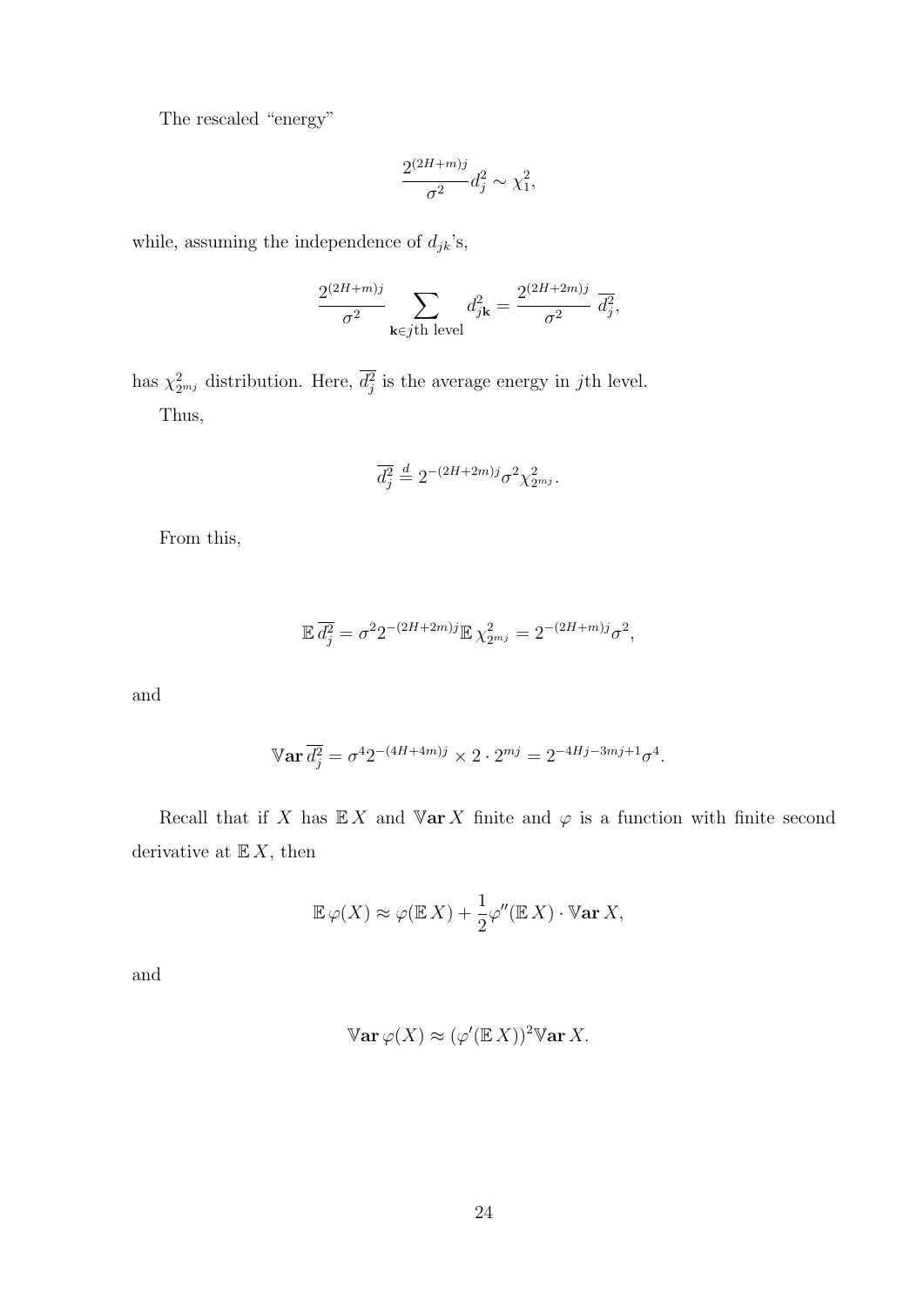The rescaled "energy"

$$\frac{2^{(2H+m)j}}{\sigma^2} d_j^2 \sim \chi_1^2,$$

while, assuming the independence of $d_{jk}$'s,

$$\frac{2^{(2H+m)j}}{\sigma^2} \sum_{\mathbf{k} \in j\text{th level}} d_{j\mathbf{k}}^2 = \frac{2^{(2H+2m)j}}{\sigma^2}\, \overline{d_j^2},$$

has $\chi^2_{2^{mj}}$ distribution. Here, $\overline{d_j^2}$ is the average energy in $j$th level.

Thus,

$$\overline{d_j^2} \stackrel{d}{=} 2^{-(2H+2m)j} \sigma^2 \chi^2_{2^{mj}}.$$

From this,

$$\mathbb{E}\, \overline{d_j^2} = \sigma^2 2^{-(2H+2m)j} \mathbb{E}\, \chi^2_{2^{mj}} = 2^{-(2H+m)j} \sigma^2,$$

and

$$\mathbb{V}\mathbf{ar}\, \overline{d_j^2} = \sigma^4 2^{-(4H+4m)j} \times 2 \cdot 2^{mj} = 2^{-4Hj-3mj+1} \sigma^4.$$

Recall that if $X$ has $\mathbb{E}\, X$ and $\mathbb{V}\mathbf{ar}\, X$ finite and $\varphi$ is a function with finite second derivative at $\mathbb{E}\, X$, then

$$\mathbb{E}\, \varphi(X) \approx \varphi(\mathbb{E}\, X) + \frac{1}{2} \varphi''(\mathbb{E}\, X) \cdot \mathbb{V}\mathbf{ar}\, X,$$

and

$$\mathbb{V}\mathbf{ar}\, \varphi(X) \approx (\varphi'(\mathbb{E}\, X))^2 \mathbb{V}\mathbf{ar}\, X.$$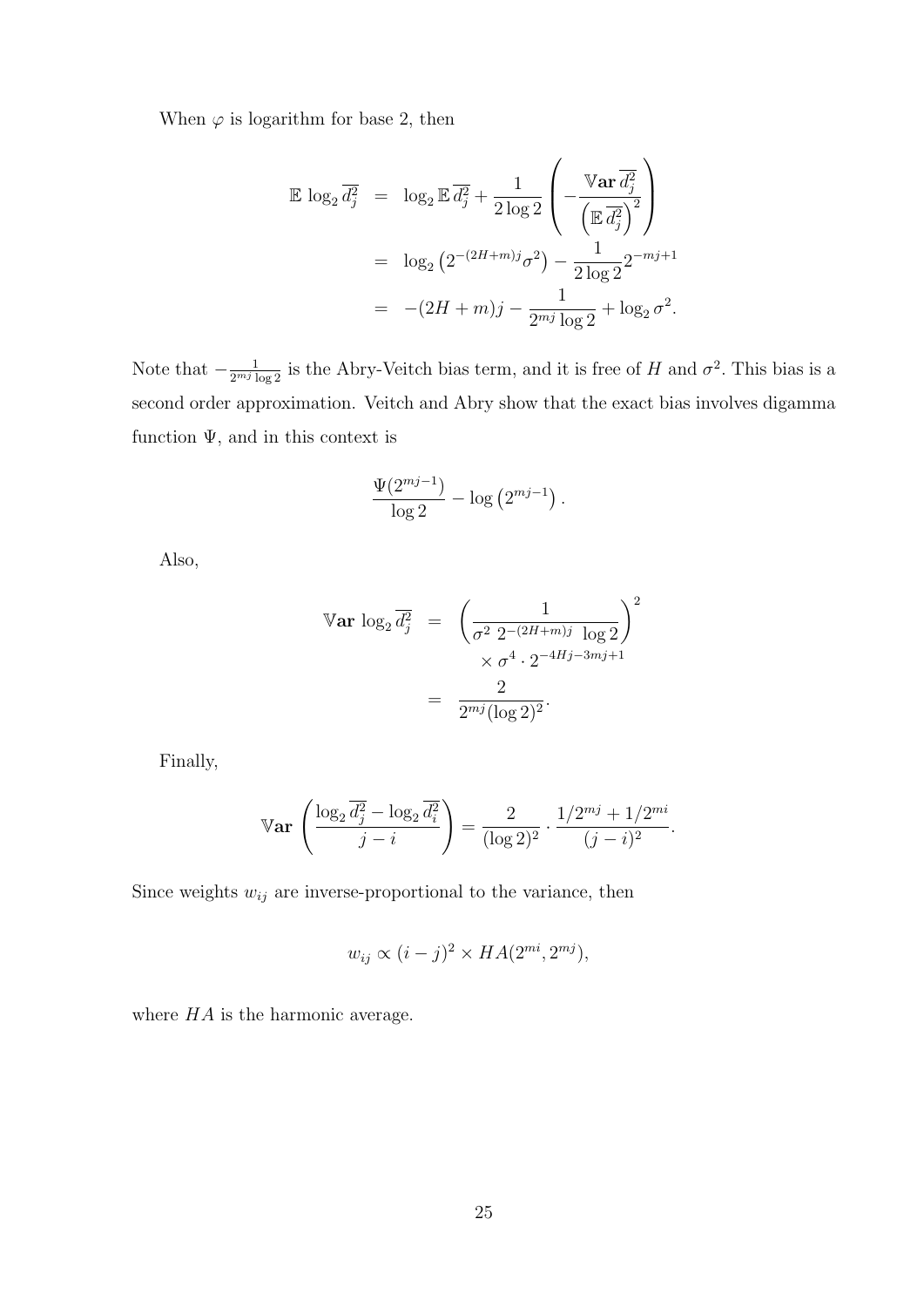When $\varphi$ is logarithm for base 2, then

$$
\begin{aligned}
\mathbb{E}\,\log_2 \overline{d_j^2} &= \log_2 \mathbb{E}\,\overline{d_j^2} + \frac{1}{2\log 2}\left(-\frac{\mathbb{V}\mathbf{ar}\,\overline{d_j^2}}{\left(\mathbb{E}\,\overline{d_j^2}\right)^2}\right) \\
&= \log_2\left(2^{-(2H+m)j}\sigma^2\right) - \frac{1}{2\log 2}2^{-mj+1} \\
&= -(2H+m)j - \frac{1}{2^{mj}\log 2} + \log_2 \sigma^2.
\end{aligned}
$$

Note that $-\frac{1}{2^{mj}\log 2}$ is the Abry-Veitch bias term, and it is free of $H$ and $\sigma^2$. This bias is a second order approximation. Veitch and Abry show that the exact bias involves digamma function $\Psi$, and in this context is

$$
\frac{\Psi(2^{mj-1})}{\log 2} - \log\left(2^{mj-1}\right).
$$

Also,

$$
\begin{aligned}
\mathbb{V}\mathbf{ar}\,\log_2 \overline{d_j^2} &= \left(\frac{1}{\sigma^2\ 2^{-(2H+m)j}\ \log 2}\right)^2 \\
&\quad \times \sigma^4 \cdot 2^{-4Hj-3mj+1} \\
&= \frac{2}{2^{mj}(\log 2)^2}.
\end{aligned}
$$

Finally,

$$
\mathbb{V}\mathbf{ar}\left(\frac{\log_2 \overline{d_j^2} - \log_2 \overline{d_i^2}}{j-i}\right) = \frac{2}{(\log 2)^2} \cdot \frac{1/2^{mj} + 1/2^{mi}}{(j-i)^2}.
$$

Since weights $w_{ij}$ are inverse-proportional to the variance, then

$$
w_{ij} \propto (i-j)^2 \times HA(2^{mi}, 2^{mj}),
$$

where $HA$ is the harmonic average.